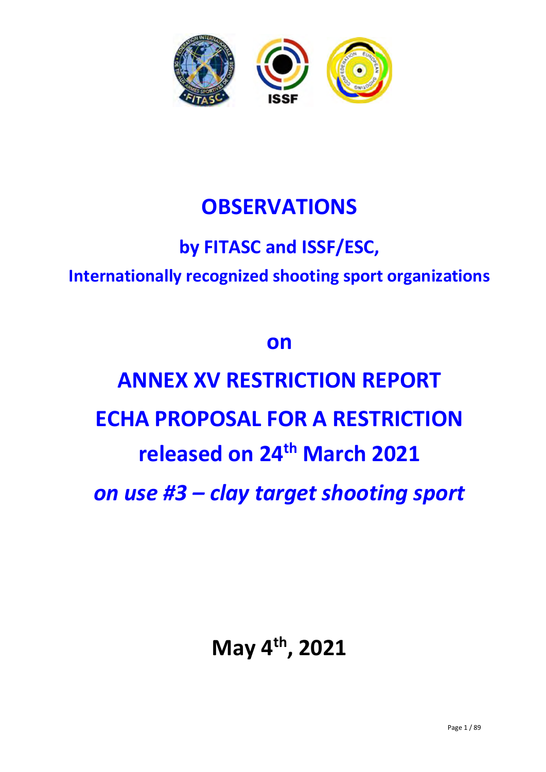# OBSERVATIONS

## by FITASC and ISSF/ESC,

### Internationally recognized shooting sport organizations

## on

# ANNEX XV RESTRICTION REPORT

# ECHA PROPOSAL FOR A RESTRICTION

## released on 24th March 2021

## *on use #3 – clay target shooting sport*

## May 4th, 2021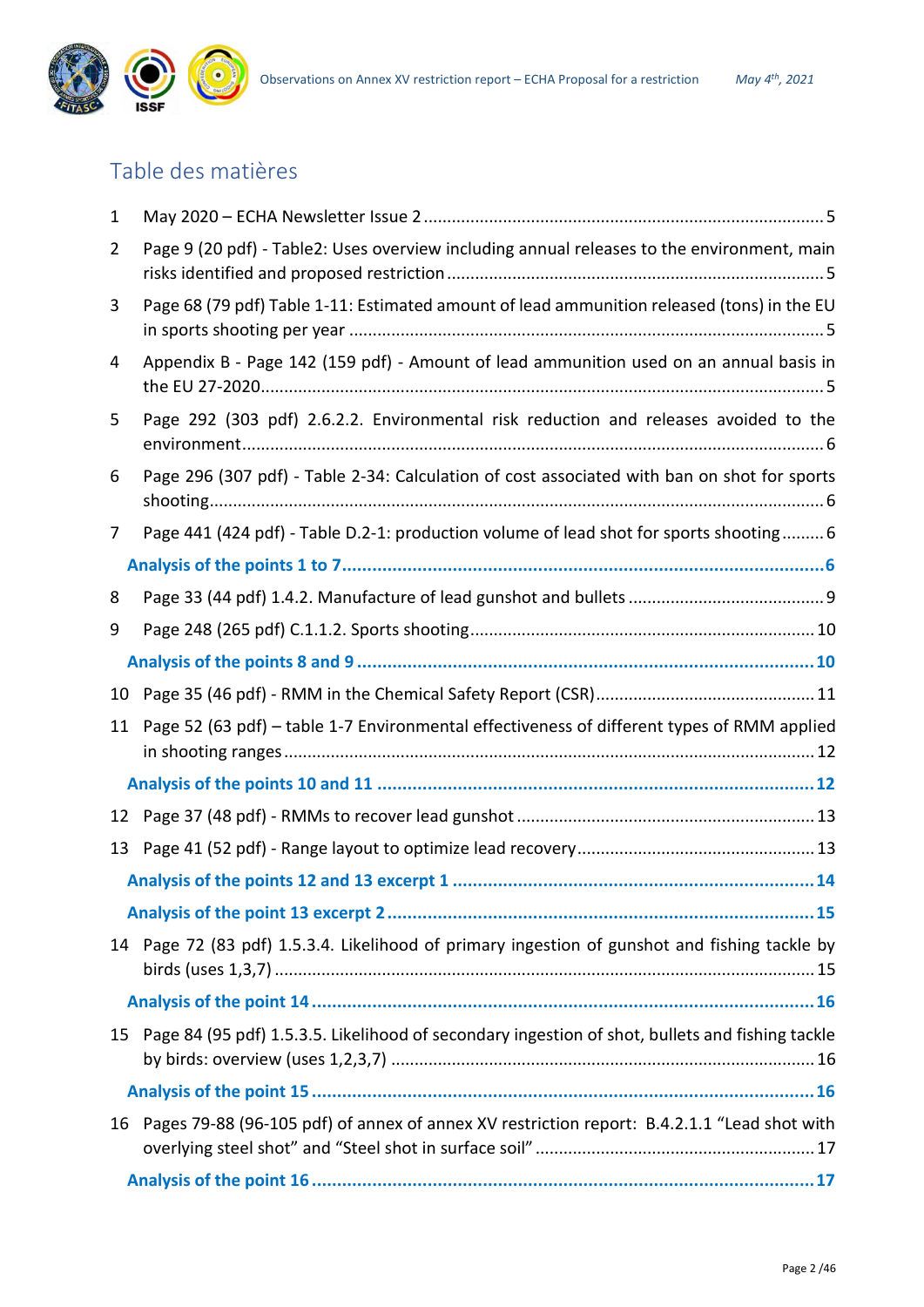# Table des matières

1 May 2020 – ECHA Newsletter Issue 2 ..................... 5

2 Page 9 (20 pdf) - Table2: Uses overview including annual releases to the environment, main risks identified and proposed restriction ..................... 5

3 Page 68 (79 pdf) Table 1-11: Estimated amount of lead ammunition released (tons) in the EU in sports shooting per year ..................... 5

4 Appendix B - Page 142 (159 pdf) - Amount of lead ammunition used on an annual basis in the EU 27-2020..................... 5

5 Page 292 (303 pdf) 2.6.2.2. Environmental risk reduction and releases avoided to the environment..................... 6

6 Page 296 (307 pdf) - Table 2-34: Calculation of cost associated with ban on shot for sports shooting..................... 6

7 Page 441 (424 pdf) - Table D.2-1: production volume of lead shot for sports shooting ......... 6

**Analysis of the points 1 to 7..................... 6**

8 Page 33 (44 pdf) 1.4.2. Manufacture of lead gunshot and bullets ..................... 9

9 Page 248 (265 pdf) C.1.1.2. Sports shooting..................... 10

**Analysis of the points 8 and 9 ..................... 10**

10 Page 35 (46 pdf) - RMM in the Chemical Safety Report (CSR)..................... 11

11 Page 52 (63 pdf) – table 1-7 Environmental effectiveness of different types of RMM applied in shooting ranges ..................... 12

**Analysis of the points 10 and 11 ..................... 12**

12 Page 37 (48 pdf) - RMMs to recover lead gunshot ..................... 13

13 Page 41 (52 pdf) - Range layout to optimize lead recovery..................... 13

**Analysis of the points 12 and 13 excerpt 1 ..................... 14**

**Analysis of the point 13 excerpt 2 ..................... 15**

14 Page 72 (83 pdf) 1.5.3.4. Likelihood of primary ingestion of gunshot and fishing tackle by birds (uses 1,3,7) ..................... 15

**Analysis of the point 14 ..................... 16**

15 Page 84 (95 pdf) 1.5.3.5. Likelihood of secondary ingestion of shot, bullets and fishing tackle by birds: overview (uses 1,2,3,7) ..................... 16

**Analysis of the point 15 ..................... 16**

16 Pages 79-88 (96-105 pdf) of annex of annex XV restriction report: B.4.2.1.1 "Lead shot with overlying steel shot" and "Steel shot in surface soil" ..................... 17

**Analysis of the point 16 ..................... 17**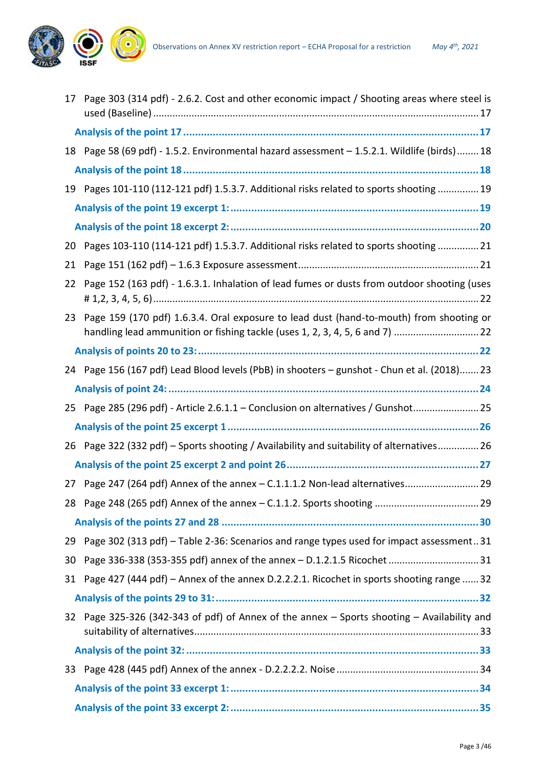17 Page 303 (314 pdf) - 2.6.2. Cost and other economic impact / Shooting areas where steel is used (Baseline) ..................................................................................................................... 17

**Analysis of the point 17 .................................................................................................. 17**

18 Page 58 (69 pdf) - 1.5.2. Environmental hazard assessment – 1.5.2.1. Wildlife (birds) ........ 18

**Analysis of the point 18 .................................................................................................. 18**

19 Pages 101-110 (112-121 pdf) 1.5.3.7. Additional risks related to sports shooting ............... 19

**Analysis of the point 19 excerpt 1: ................................................................................... 19**

**Analysis of the point 18 excerpt 2: ................................................................................... 20**

20 Pages 103-110 (114-121 pdf) 1.5.3.7. Additional risks related to sports shooting ............... 21

21 Page 151 (162 pdf) – 1.6.3 Exposure assessment ................................................................ 21

22 Page 152 (163 pdf) - 1.6.3.1. Inhalation of lead fumes or dusts from outdoor shooting (uses # 1,2, 3, 4, 5, 6) ..................................................................................................................... 22

23 Page 159 (170 pdf) 1.6.3.4. Oral exposure to lead dust (hand-to-mouth) from shooting or handling lead ammunition or fishing tackle (uses 1, 2, 3, 4, 5, 6 and 7) .............................. 22

**Analysis of points 20 to 23: ............................................................................................. 22**

24 Page 156 (167 pdf) Lead Blood levels (PbB) in shooters – gunshot - Chun et al. (2018) ....... 23

**Analysis of point 24: ........................................................................................................ 24**

25 Page 285 (296 pdf) - Article 2.6.1.1 – Conclusion on alternatives / Gunshot ....................... 25

**Analysis of the point 25 excerpt 1 .................................................................................... 26**

26 Page 322 (332 pdf) – Sports shooting / Availability and suitability of alternatives .............. 26

**Analysis of the point 25 excerpt 2 and point 26 ................................................................ 27**

27 Page 247 (264 pdf) Annex of the annex – C.1.1.1.2 Non-lead alternatives .......................... 29

28 Page 248 (265 pdf) Annex of the annex – C.1.1.2. Sports shooting ..................................... 29

**Analysis of the points 27 and 28 ..................................................................................... 30**

29 Page 302 (313 pdf) – Table 2-36: Scenarios and range types used for impact assessment .. 31

30 Page 336-338 (353-355 pdf) annex of the annex – D.1.2.1.5 Ricochet ................................ 31

31 Page 427 (444 pdf) – Annex of the annex D.2.2.2.1. Ricochet in sports shooting range ...... 32

**Analysis of the points 29 to 31: ....................................................................................... 32**

32 Page 325-326 (342-343 of pdf) of Annex of the annex – Sports shooting – Availability and suitability of alternatives ..................................................................................................... 33

**Analysis of the point 32: .................................................................................................. 33**

33 Page 428 (445 pdf) Annex of the annex - D.2.2.2.2. Noise ................................................... 34

**Analysis of the point 33 excerpt 1: ................................................................................... 34**

**Analysis of the point 33 excerpt 2: ................................................................................... 35**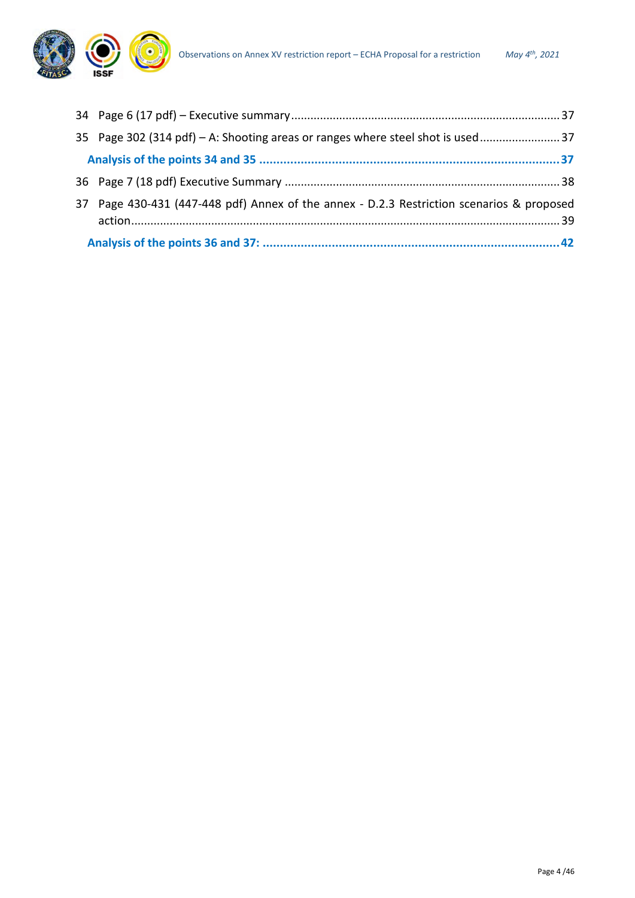34 Page 6 (17 pdf) – Executive summary ..................................................................................... 37

35 Page 302 (314 pdf) – A: Shooting areas or ranges where steel shot is used ........................ 37

**Analysis of the points 34 and 35** ....................................................................................... **37**

36 Page 7 (18 pdf) Executive Summary ..................................................................................... 38

37 Page 430-431 (447-448 pdf) Annex of the annex - D.2.3 Restriction scenarios & proposed action ........................................................................................................................... 39

**Analysis of the points 36 and 37:** ....................................................................................... **42**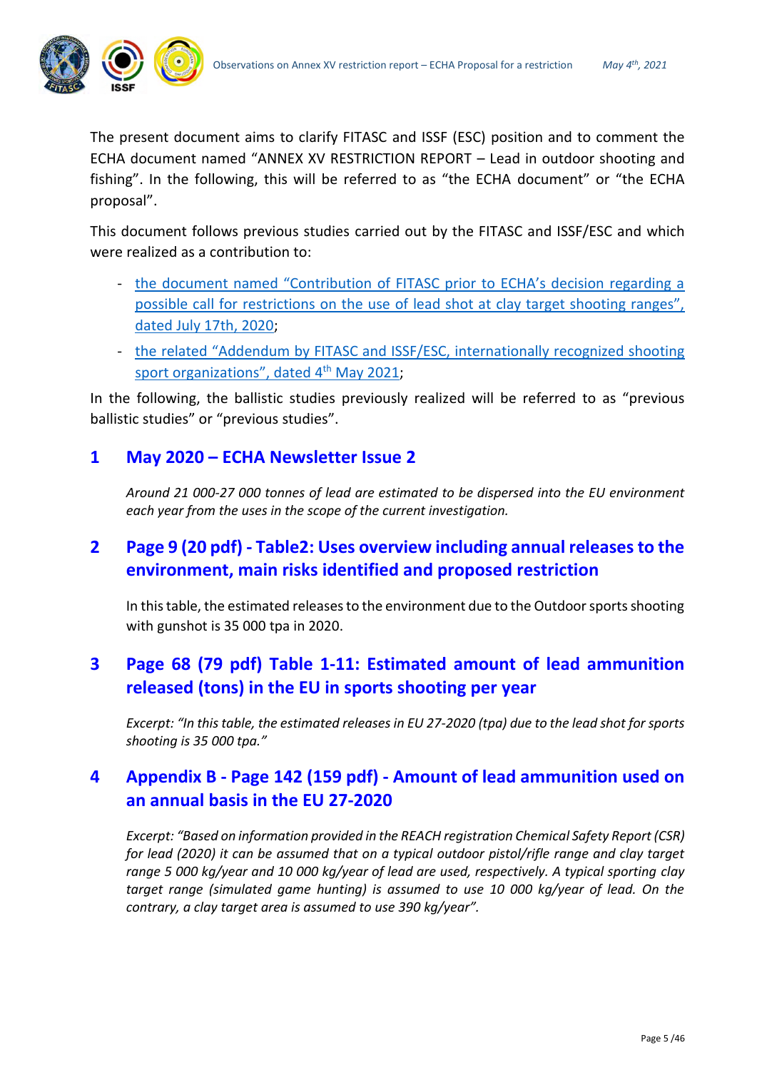The present document aims to clarify FITASC and ISSF (ESC) position and to comment the ECHA document named "ANNEX XV RESTRICTION REPORT – Lead in outdoor shooting and fishing". In the following, this will be referred to as "the ECHA document" or "the ECHA proposal".

This document follows previous studies carried out by the FITASC and ISSF/ESC and which were realized as a contribution to:

- the document named "Contribution of FITASC prior to ECHA's decision regarding a possible call for restrictions on the use of lead shot at clay target shooting ranges", dated July 17th, 2020;
- the related "Addendum by FITASC and ISSF/ESC, internationally recognized shooting sport organizations", dated 4th May 2021;

In the following, the ballistic studies previously realized will be referred to as "previous ballistic studies" or "previous studies".

## 1 May 2020 – ECHA Newsletter Issue 2

*Around 21 000-27 000 tonnes of lead are estimated to be dispersed into the EU environment each year from the uses in the scope of the current investigation.*

## 2 Page 9 (20 pdf) - Table2: Uses overview including annual releases to the environment, main risks identified and proposed restriction

In this table, the estimated releases to the environment due to the Outdoor sports shooting with gunshot is 35 000 tpa in 2020.

## 3 Page 68 (79 pdf) Table 1-11: Estimated amount of lead ammunition released (tons) in the EU in sports shooting per year

*Excerpt: "In this table, the estimated releases in EU 27-2020 (tpa) due to the lead shot for sports shooting is 35 000 tpa."*

## 4 Appendix B - Page 142 (159 pdf) - Amount of lead ammunition used on an annual basis in the EU 27-2020

*Excerpt: "Based on information provided in the REACH registration Chemical Safety Report (CSR) for lead (2020) it can be assumed that on a typical outdoor pistol/rifle range and clay target range 5 000 kg/year and 10 000 kg/year of lead are used, respectively. A typical sporting clay target range (simulated game hunting) is assumed to use 10 000 kg/year of lead. On the contrary, a clay target area is assumed to use 390 kg/year".*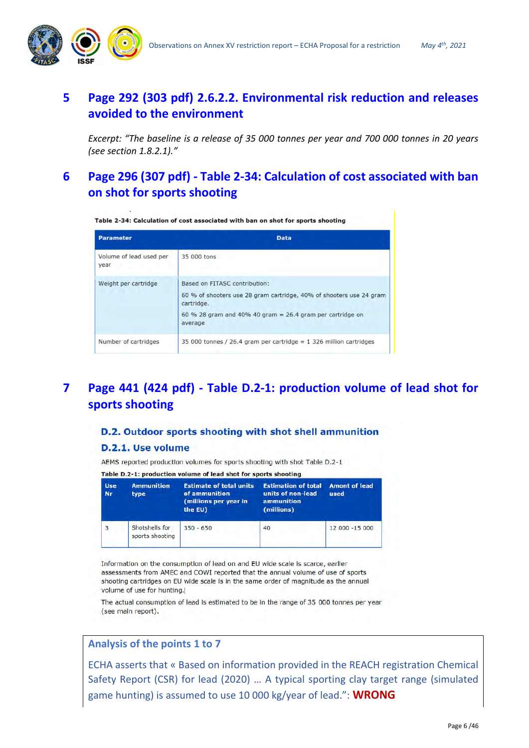## 5 Page 292 (303 pdf) 2.6.2.2. Environmental risk reduction and releases avoided to the environment

*Excerpt: "The baseline is a release of 35 000 tonnes per year and 700 000 tonnes in 20 years (see section 1.8.2.1)."*

## 6 Page 296 (307 pdf) - Table 2-34: Calculation of cost associated with ban on shot for sports shooting

**Table 2-34: Calculation of cost associated with ban on shot for sports shooting**

| Parameter | Data |
|---|---|
| Volume of lead used per year | 35 000 tons |
| Weight per cartridge | Based on FITASC contribution:<br>60 % of shooters use 28 gram cartridge, 40% of shooters use 24 gram cartridge.<br>60 % 28 gram and 40% 40 gram = 26.4 gram per cartridge on average |
| Number of cartridges | 35 000 tonnes / 26.4 gram per cartridge = 1 326 million cartridges |

## 7 Page 441 (424 pdf) - Table D.2-1: production volume of lead shot for sports shooting

### D.2. Outdoor sports shooting with shot shell ammunition

### D.2.1. Use volume

AEMS reported production volumes for sports shooting with shot Table D.2-1

**Table D.2-1: production volume of lead shot for sports shooting**

| Use Nr | Ammunition type | Estimate of total units of ammunition (millions per year in the EU) | Estimation of total units of non-lead ammunition (millions) | Amont of lead used |
|---|---|---|---|---|
| 3 | Shotshells for sports shooting | 350 - 650 | 40 | 12 000 -15 000 |

Information on the consumption of lead on and EU wide scale is scarce, earlier assessments from AMEC and COWI reported that the annual volume of use of sports shooting cartridges on EU wide scale is in the same order of magnitude as the annual volume of use for hunting.

The actual consumption of lead is estimated to be in the range of 35 000 tonnes per year (see main report).

### Analysis of the points 1 to 7

ECHA asserts that « Based on information provided in the REACH registration Chemical Safety Report (CSR) for lead (2020) … A typical sporting clay target range (simulated game hunting) is assumed to use 10 000 kg/year of lead.": **WRONG**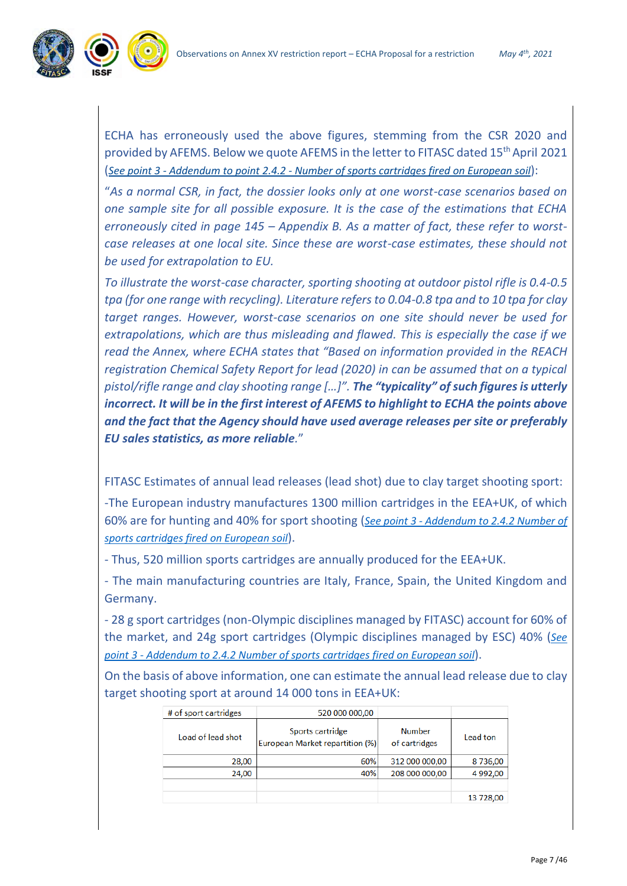ECHA has erroneously used the above figures, stemming from the CSR 2020 and provided by AFEMS. Below we quote AFEMS in the letter to FITASC dated 15th April 2021 (*See point 3 - Addendum to point 2.4.2 - Number of sports cartridges fired on European soil*):

*"As a normal CSR, in fact, the dossier looks only at one worst-case scenarios based on one sample site for all possible exposure. It is the case of the estimations that ECHA erroneously cited in page 145 – Appendix B. As a matter of fact, these refer to worst-case releases at one local site. Since these are worst-case estimates, these should not be used for extrapolation to EU.*

*To illustrate the worst-case character, sporting shooting at outdoor pistol rifle is 0.4-0.5 tpa (for one range with recycling). Literature refers to 0.04-0.8 tpa and to 10 tpa for clay target ranges. However, worst-case scenarios on one site should never be used for extrapolations, which are thus misleading and flawed. This is especially the case if we read the Annex, where ECHA states that "Based on information provided in the REACH registration Chemical Safety Report for lead (2020) in can be assumed that on a typical pistol/rifle range and clay shooting range […]". **The "typicality" of such figures is utterly incorrect. It will be in the first interest of AFEMS to highlight to ECHA the points above and the fact that the Agency should have used average releases per site or preferably EU sales statistics, as more reliable**."*

FITASC Estimates of annual lead releases (lead shot) due to clay target shooting sport:

-The European industry manufactures 1300 million cartridges in the EEA+UK, of which 60% are for hunting and 40% for sport shooting (*See point 3 - Addendum to 2.4.2 Number of sports cartridges fired on European soil*).

- Thus, 520 million sports cartridges are annually produced for the EEA+UK.

- The main manufacturing countries are Italy, France, Spain, the United Kingdom and Germany.

- 28 g sport cartridges (non-Olympic disciplines managed by FITASC) account for 60% of the market, and 24g sport cartridges (Olympic disciplines managed by ESC) 40% (*See point 3 - Addendum to 2.4.2 Number of sports cartridges fired on European soil*).

On the basis of above information, one can estimate the annual lead release due to clay target shooting sport at around 14 000 tons in EEA+UK:

| # of sport cartridges | 520 000 000,00 | | |
|---|---|---|---|
| Load of lead shot | Sports cartridge European Market repartition (%) | Number of cartridges | Lead ton |
| 28,00 | 60% | 312 000 000,00 | 8 736,00 |
| 24,00 | 40% | 208 000 000,00 | 4 992,00 |
| | | | |
| | | | 13 728,00 |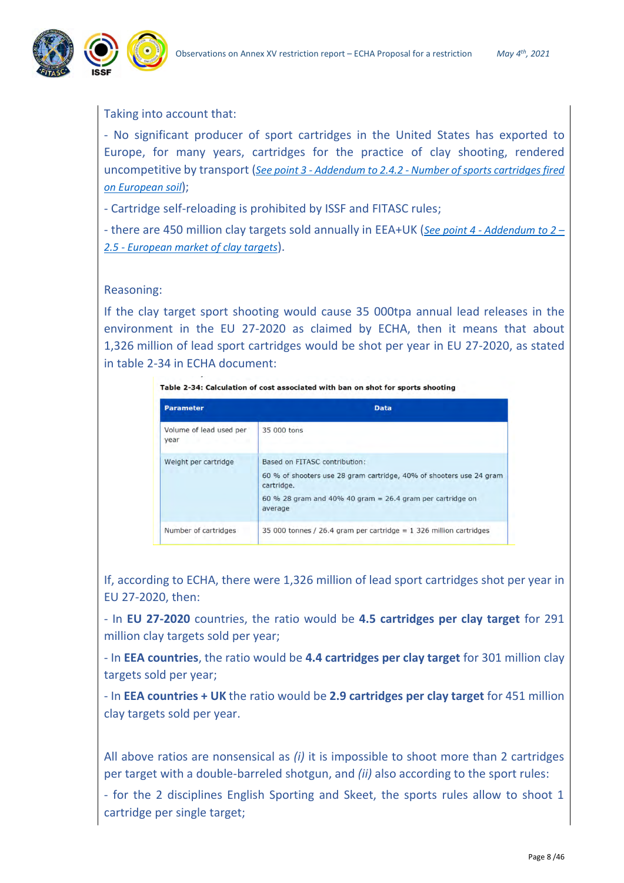Taking into account that:

- No significant producer of sport cartridges in the United States has exported to Europe, for many years, cartridges for the practice of clay shooting, rendered uncompetitive by transport (*See point 3 - Addendum to 2.4.2 - Number of sports cartridges fired on European soil*);

- Cartridge self-reloading is prohibited by ISSF and FITASC rules;

- there are 450 million clay targets sold annually in EEA+UK (*See point 4 - Addendum to 2 – 2.5 - European market of clay targets*).

Reasoning:

If the clay target sport shooting would cause 35 000tpa annual lead releases in the environment in the EU 27-2020 as claimed by ECHA, then it means that about 1,326 million of lead sport cartridges would be shot per year in EU 27-2020, as stated in table 2-34 in ECHA document:

**Table 2-34: Calculation of cost associated with ban on shot for sports shooting**

| Parameter | Data |
|---|---|
| Volume of lead used per year | 35 000 tons |
| Weight per cartridge | Based on FITASC contribution:<br>60 % of shooters use 28 gram cartridge, 40% of shooters use 24 gram cartridge.<br>60 % 28 gram and 40% 40 gram = 26.4 gram per cartridge on average |
| Number of cartridges | 35 000 tonnes / 26.4 gram per cartridge = 1 326 million cartridges |

If, according to ECHA, there were 1,326 million of lead sport cartridges shot per year in EU 27-2020, then:

- In **EU 27-2020** countries, the ratio would be **4.5 cartridges per clay target** for 291 million clay targets sold per year;

- In **EEA countries**, the ratio would be **4.4 cartridges per clay target** for 301 million clay targets sold per year;

- In **EEA countries + UK** the ratio would be **2.9 cartridges per clay target** for 451 million clay targets sold per year.

All above ratios are nonsensical as *(i)* it is impossible to shoot more than 2 cartridges per target with a double-barreled shotgun, and *(ii)* also according to the sport rules:

- for the 2 disciplines English Sporting and Skeet, the sports rules allow to shoot 1 cartridge per single target;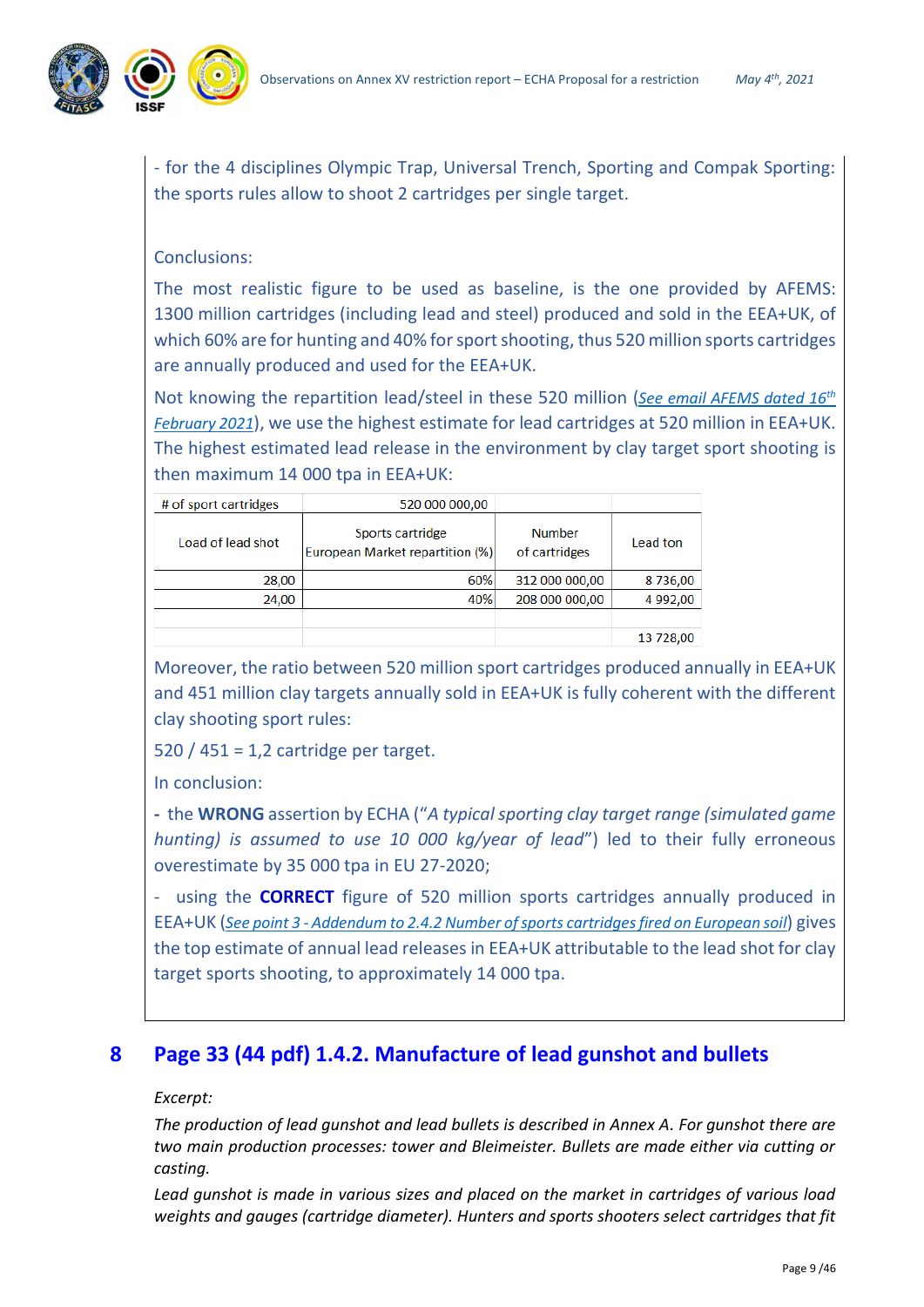- for the 4 disciplines Olympic Trap, Universal Trench, Sporting and Compak Sporting: the sports rules allow to shoot 2 cartridges per single target.

Conclusions:

The most realistic figure to be used as baseline, is the one provided by AFEMS: 1300 million cartridges (including lead and steel) produced and sold in the EEA+UK, of which 60% are for hunting and 40% for sport shooting, thus 520 million sports cartridges are annually produced and used for the EEA+UK.

Not knowing the repartition lead/steel in these 520 million (*See email AFEMS dated 16th February 2021*), we use the highest estimate for lead cartridges at 520 million in EEA+UK. The highest estimated lead release in the environment by clay target sport shooting is then maximum 14 000 tpa in EEA+UK:

| # of sport cartridges | 520 000 000,00 | | |
|---|---|---|---|
| Load of lead shot | Sports cartridge European Market repartition (%) | Number of cartridges | Lead ton |
| 28,00 | 60% | 312 000 000,00 | 8 736,00 |
| 24,00 | 40% | 208 000 000,00 | 4 992,00 |
| | | | |
| | | | 13 728,00 |

Moreover, the ratio between 520 million sport cartridges produced annually in EEA+UK and 451 million clay targets annually sold in EEA+UK is fully coherent with the different clay shooting sport rules:

520 / 451 = 1,2 cartridge per target.

In conclusion:

- the **WRONG** assertion by ECHA ("*A typical sporting clay target range (simulated game hunting) is assumed to use 10 000 kg/year of lead*") led to their fully erroneous overestimate by 35 000 tpa in EU 27-2020;

- using the **CORRECT** figure of 520 million sports cartridges annually produced in EEA+UK (*See point 3 - Addendum to 2.4.2 Number of sports cartridges fired on European soil*) gives the top estimate of annual lead releases in EEA+UK attributable to the lead shot for clay target sports shooting, to approximately 14 000 tpa.

## 8 Page 33 (44 pdf) 1.4.2. Manufacture of lead gunshot and bullets

*Excerpt:*

*The production of lead gunshot and lead bullets is described in Annex A. For gunshot there are two main production processes: tower and Bleimeister. Bullets are made either via cutting or casting.*

*Lead gunshot is made in various sizes and placed on the market in cartridges of various load weights and gauges (cartridge diameter). Hunters and sports shooters select cartridges that fit*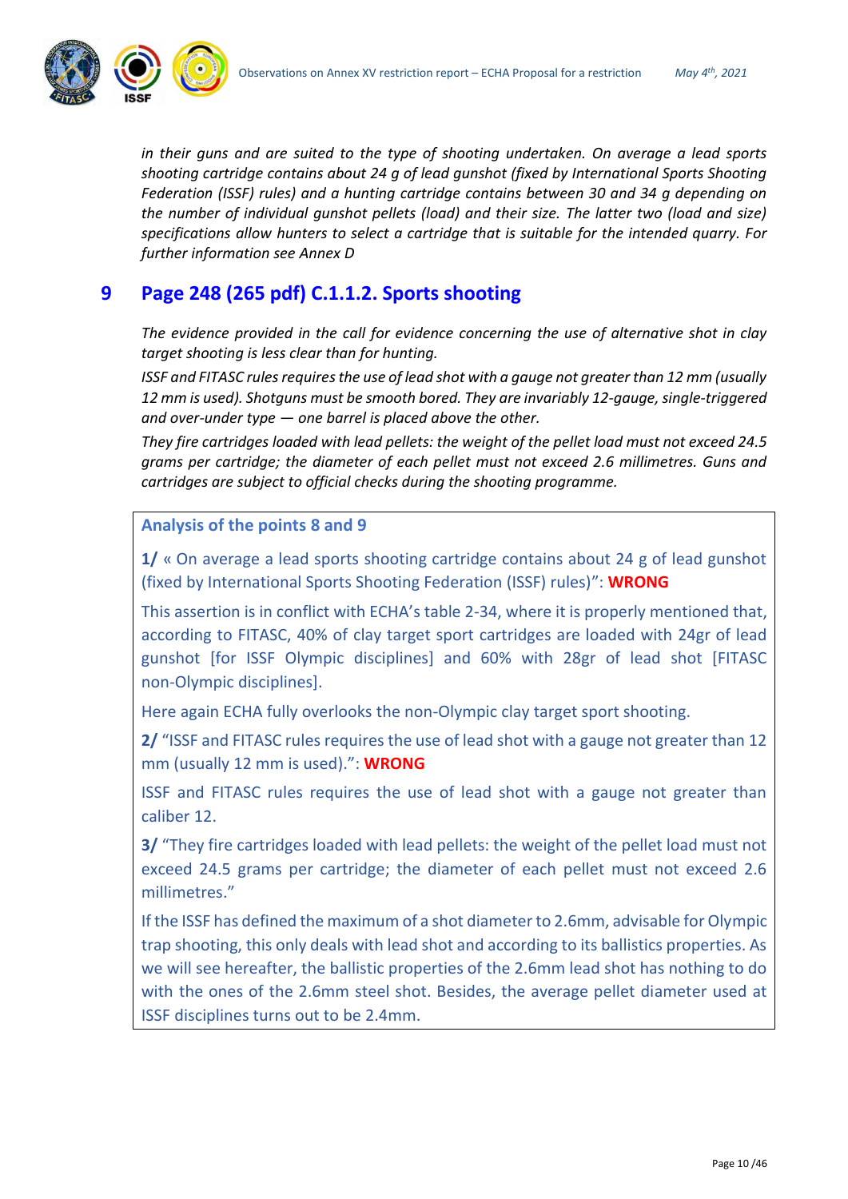*in their guns and are suited to the type of shooting undertaken. On average a lead sports shooting cartridge contains about 24 g of lead gunshot (fixed by International Sports Shooting Federation (ISSF) rules) and a hunting cartridge contains between 30 and 34 g depending on the number of individual gunshot pellets (load) and their size. The latter two (load and size) specifications allow hunters to select a cartridge that is suitable for the intended quarry. For further information see Annex D*

## 9 Page 248 (265 pdf) C.1.1.2. Sports shooting

*The evidence provided in the call for evidence concerning the use of alternative shot in clay target shooting is less clear than for hunting.*

*ISSF and FITASC rules requires the use of lead shot with a gauge not greater than 12 mm (usually 12 mm is used). Shotguns must be smooth bored. They are invariably 12-gauge, single-triggered and over-under type — one barrel is placed above the other.*

*They fire cartridges loaded with lead pellets: the weight of the pellet load must not exceed 24.5 grams per cartridge; the diameter of each pellet must not exceed 2.6 millimetres. Guns and cartridges are subject to official checks during the shooting programme.*

### Analysis of the points 8 and 9

**1/** « On average a lead sports shooting cartridge contains about 24 g of lead gunshot (fixed by International Sports Shooting Federation (ISSF) rules)": **WRONG**

This assertion is in conflict with ECHA's table 2-34, where it is properly mentioned that, according to FITASC, 40% of clay target sport cartridges are loaded with 24gr of lead gunshot [for ISSF Olympic disciplines] and 60% with 28gr of lead shot [FITASC non-Olympic disciplines].

Here again ECHA fully overlooks the non-Olympic clay target sport shooting.

**2/** "ISSF and FITASC rules requires the use of lead shot with a gauge not greater than 12 mm (usually 12 mm is used).": **WRONG**

ISSF and FITASC rules requires the use of lead shot with a gauge not greater than caliber 12.

**3/** "They fire cartridges loaded with lead pellets: the weight of the pellet load must not exceed 24.5 grams per cartridge; the diameter of each pellet must not exceed 2.6 millimetres."

If the ISSF has defined the maximum of a shot diameter to 2.6mm, advisable for Olympic trap shooting, this only deals with lead shot and according to its ballistics properties. As we will see hereafter, the ballistic properties of the 2.6mm lead shot has nothing to do with the ones of the 2.6mm steel shot. Besides, the average pellet diameter used at ISSF disciplines turns out to be 2.4mm.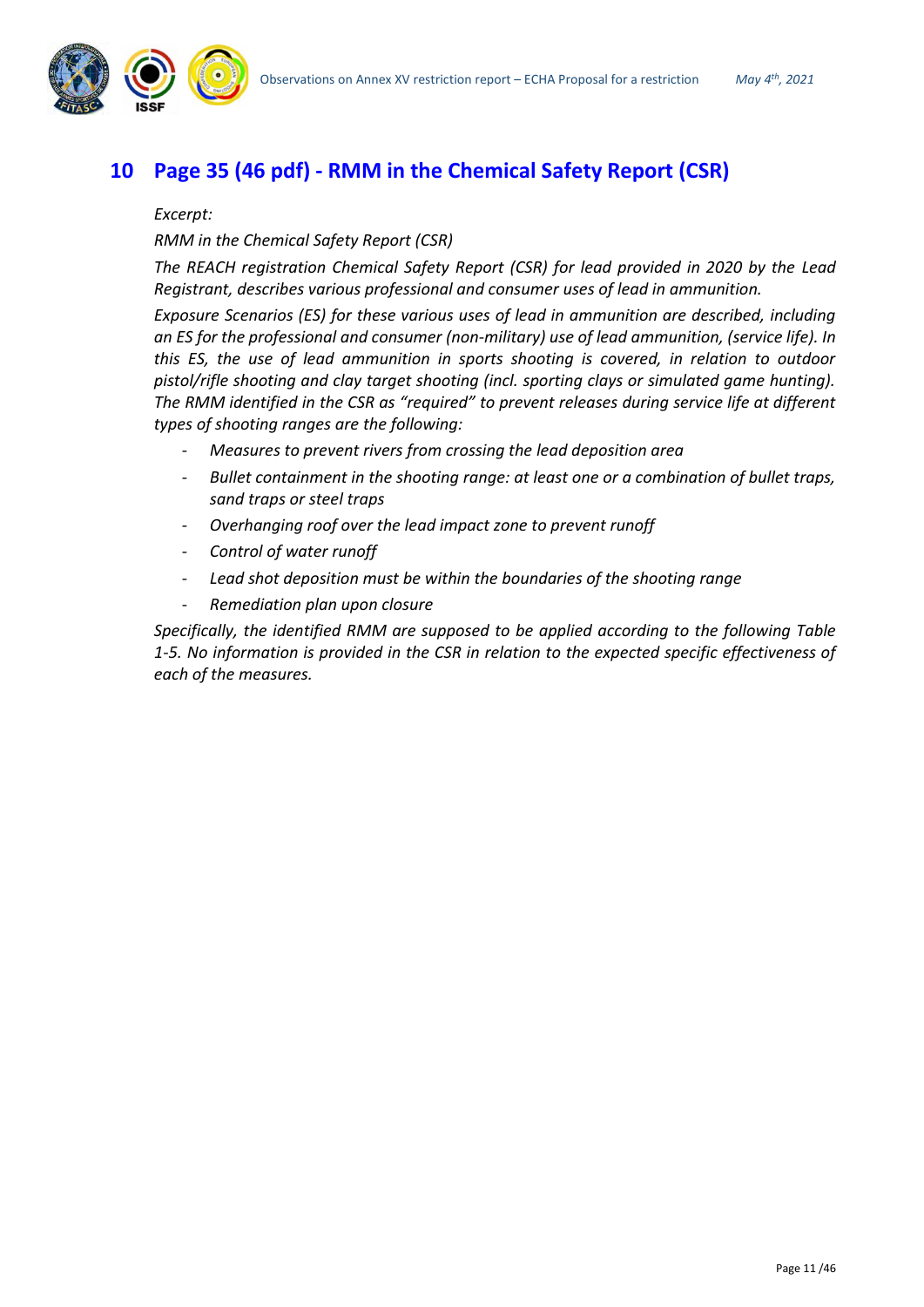# 10 Page 35 (46 pdf) - RMM in the Chemical Safety Report (CSR)

*Excerpt:*

*RMM in the Chemical Safety Report (CSR)*

*The REACH registration Chemical Safety Report (CSR) for lead provided in 2020 by the Lead Registrant, describes various professional and consumer uses of lead in ammunition.*

*Exposure Scenarios (ES) for these various uses of lead in ammunition are described, including an ES for the professional and consumer (non-military) use of lead ammunition, (service life). In this ES, the use of lead ammunition in sports shooting is covered, in relation to outdoor pistol/rifle shooting and clay target shooting (incl. sporting clays or simulated game hunting). The RMM identified in the CSR as "required" to prevent releases during service life at different types of shooting ranges are the following:*

- *Measures to prevent rivers from crossing the lead deposition area*
- *Bullet containment in the shooting range: at least one or a combination of bullet traps, sand traps or steel traps*
- *Overhanging roof over the lead impact zone to prevent runoff*
- *Control of water runoff*
- *Lead shot deposition must be within the boundaries of the shooting range*
- *Remediation plan upon closure*

*Specifically, the identified RMM are supposed to be applied according to the following Table 1-5. No information is provided in the CSR in relation to the expected specific effectiveness of each of the measures.*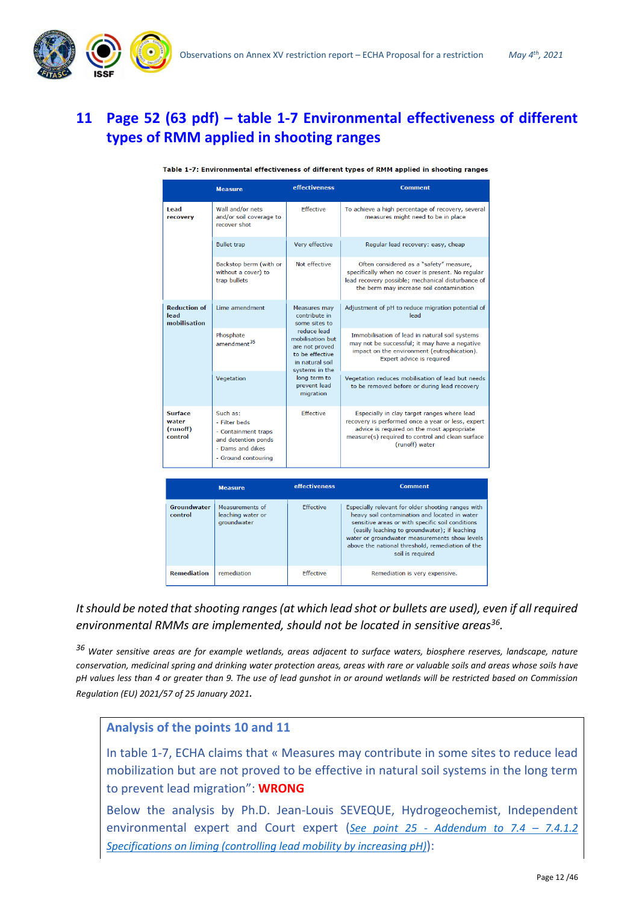## 11 Page 52 (63 pdf) – table 1-7 Environmental effectiveness of different types of RMM applied in shooting ranges

**Table 1-7: Environmental effectiveness of different types of RMM applied in shooting ranges**

| | Measure | effectiveness | Comment |
|---|---|---|---|
| **Lead recovery** | Wall and/or nets and/or soil coverage to recover shot | Effective | To achieve a high percentage of recovery, several measures might need to be in place |
| | Bullet trap | Very effective | Regular lead recovery: easy, cheap |
| | Backstop berm (with or without a cover) to trap bullets | Not effective | Often considered as a "safety" measure, specifically when no cover is present. No regular lead recovery possible; mechanical disturbance of the berm may increase soil contamination |
| **Reduction of lead mobilisation** | Lime amendment | Measures may contribute in some sites to reduce lead mobilisation but are not proved to be effective in natural soil systems in the long term to prevent lead migration | Adjustment of pH to reduce migration potential of lead |
| | Phosphate amendment[35] | | Immobilisation of lead in natural soil systems may not be successful; it may have a negative impact on the environment (eutrophication). Expert advice is required |
| | Vegetation | | Vegetation reduces mobilisation of lead but needs to be removed before or during lead recovery |
| **Surface water (runoff) control** | Such as:<br>- Filter beds<br>- Containment traps and detention ponds<br>- Dams and dikes<br>- Ground contouring | Effective | Especially in clay target ranges where lead recovery is performed once a year or less, expert advice is required on the most appropriate measure(s) required to control and clean surface (runoff) water |
| **Groundwater control** | Measurements of leaching water or groundwater | Effective | Especially relevant for older shooting ranges with heavy soil contamination and located in water sensitive areas or with specific soil conditions (easily leaching to groundwater); if leaching water or groundwater measurements show levels above the national threshold, remediation of the soil is required |
| **Remediation** | remediation | Effective | Remediation is very expensive. |

*It should be noted that shooting ranges (at which lead shot or bullets are used), even if all required environmental RMMs are implemented, should not be located in sensitive areas[36].*

*[36] Water sensitive areas are for example wetlands, areas adjacent to surface waters, biosphere reserves, landscape, nature conservation, medicinal spring and drinking water protection areas, areas with rare or valuable soils and areas whose soils have pH values less than 4 or greater than 9. The use of lead gunshot in or around wetlands will be restricted based on Commission Regulation (EU) 2021/57 of 25 January 2021.*

### Analysis of the points 10 and 11

In table 1-7, ECHA claims that « Measures may contribute in some sites to reduce lead mobilization but are not proved to be effective in natural soil systems in the long term to prevent lead migration”: **WRONG**

Below the analysis by Ph.D. Jean-Louis SEVEQUE, Hydrogeochemist, Independent environmental expert and Court expert (*See point 25 - Addendum to 7.4 – 7.4.1.2 Specifications on liming (controlling lead mobility by increasing pH)*):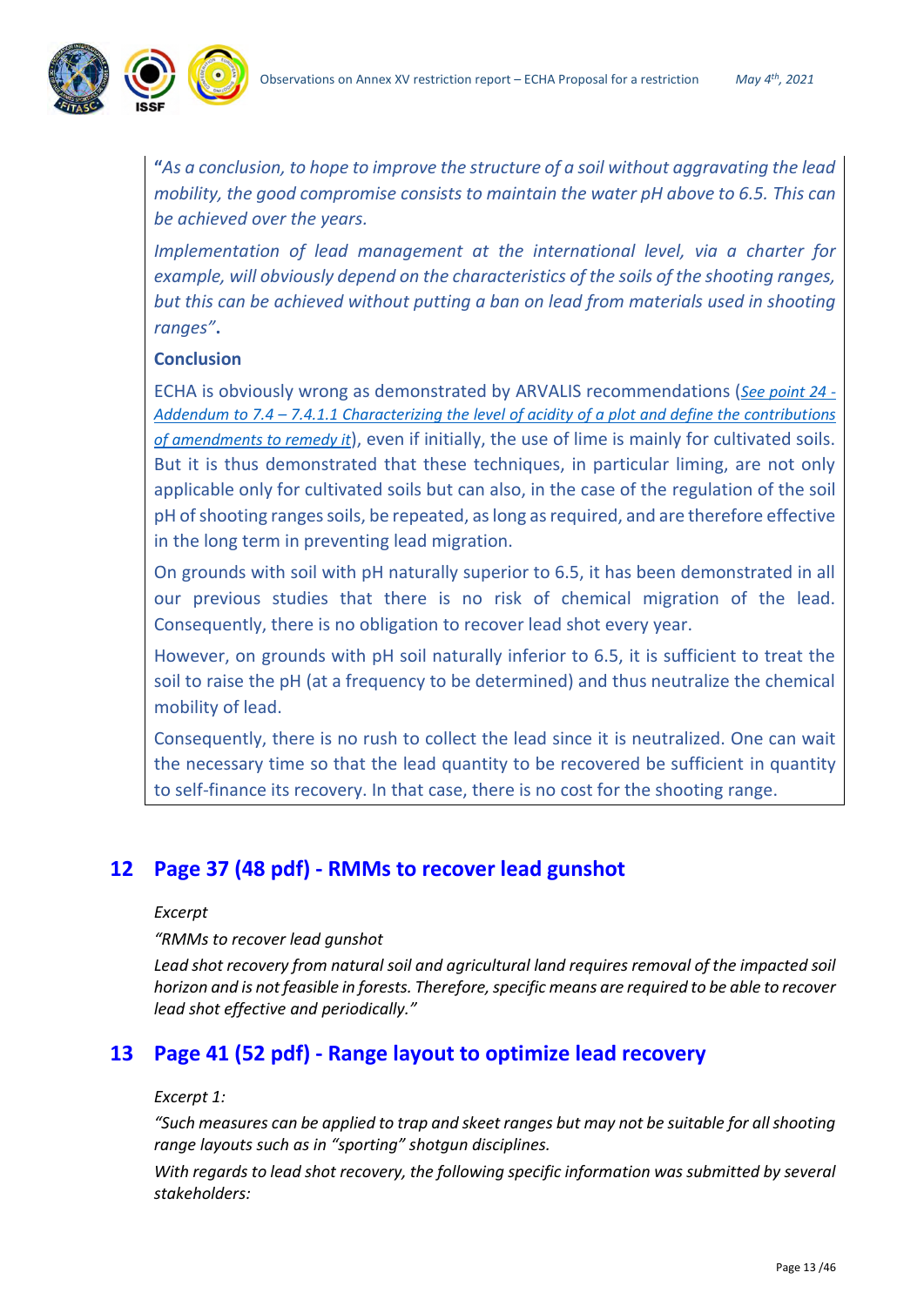"*As a conclusion, to hope to improve the structure of a soil without aggravating the lead mobility, the good compromise consists to maintain the water pH above to 6.5. This can be achieved over the years.*

*Implementation of lead management at the international level, via a charter for example, will obviously depend on the characteristics of the soils of the shooting ranges, but this can be achieved without putting a ban on lead from materials used in shooting ranges"*.

**Conclusion**

ECHA is obviously wrong as demonstrated by ARVALIS recommendations (*See point 24 - Addendum to 7.4 – 7.4.1.1 Characterizing the level of acidity of a plot and define the contributions of amendments to remedy it*), even if initially, the use of lime is mainly for cultivated soils. But it is thus demonstrated that these techniques, in particular liming, are not only applicable only for cultivated soils but can also, in the case of the regulation of the soil pH of shooting ranges soils, be repeated, as long as required, and are therefore effective in the long term in preventing lead migration.

On grounds with soil with pH naturally superior to 6.5, it has been demonstrated in all our previous studies that there is no risk of chemical migration of the lead. Consequently, there is no obligation to recover lead shot every year.

However, on grounds with pH soil naturally inferior to 6.5, it is sufficient to treat the soil to raise the pH (at a frequency to be determined) and thus neutralize the chemical mobility of lead.

Consequently, there is no rush to collect the lead since it is neutralized. One can wait the necessary time so that the lead quantity to be recovered be sufficient in quantity to self-finance its recovery. In that case, there is no cost for the shooting range.

## 12 Page 37 (48 pdf) - RMMs to recover lead gunshot

*Excerpt*

*"RMMs to recover lead gunshot*

*Lead shot recovery from natural soil and agricultural land requires removal of the impacted soil horizon and is not feasible in forests. Therefore, specific means are required to be able to recover lead shot effective and periodically."*

## 13 Page 41 (52 pdf) - Range layout to optimize lead recovery

*Excerpt 1:*

*"Such measures can be applied to trap and skeet ranges but may not be suitable for all shooting range layouts such as in "sporting" shotgun disciplines.*

*With regards to lead shot recovery, the following specific information was submitted by several stakeholders:*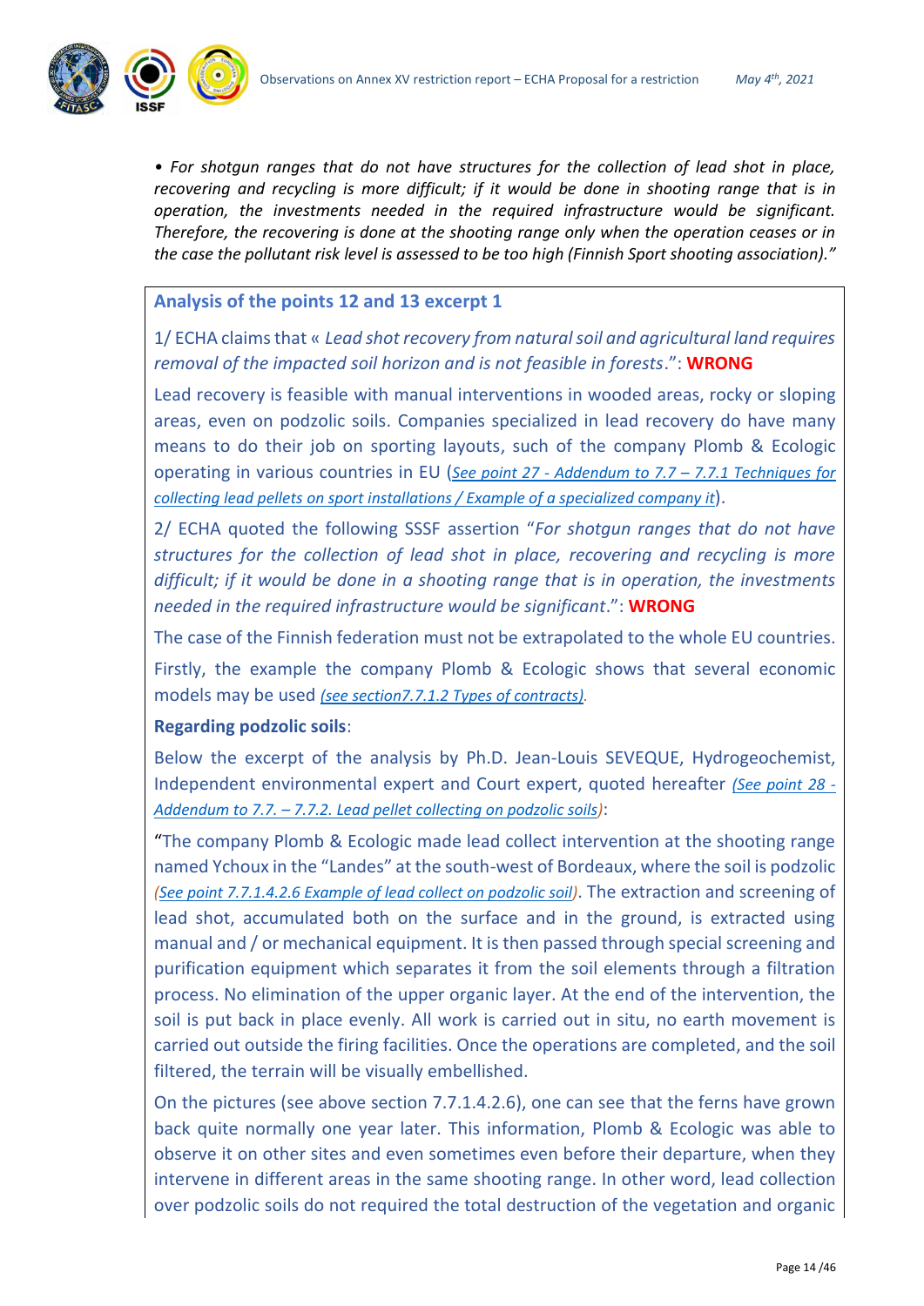*• For shotgun ranges that do not have structures for the collection of lead shot in place, recovering and recycling is more difficult; if it would be done in shooting range that is in operation, the investments needed in the required infrastructure would be significant. Therefore, the recovering is done at the shooting range only when the operation ceases or in the case the pollutant risk level is assessed to be too high (Finnish Sport shooting association)."*

### Analysis of the points 12 and 13 excerpt 1

1/ ECHA claims that « *Lead shot recovery from natural soil and agricultural land requires removal of the impacted soil horizon and is not feasible in forests*.": **WRONG**

Lead recovery is feasible with manual interventions in wooded areas, rocky or sloping areas, even on podzolic soils. Companies specialized in lead recovery do have many means to do their job on sporting layouts, such of the company Plomb & Ecologic operating in various countries in EU (*See point 27 - Addendum to 7.7 – 7.7.1 Techniques for collecting lead pellets on sport installations / Example of a specialized company it*).

2/ ECHA quoted the following SSSF assertion "*For shotgun ranges that do not have structures for the collection of lead shot in place, recovering and recycling is more difficult; if it would be done in a shooting range that is in operation, the investments needed in the required infrastructure would be significant*.": **WRONG**

The case of the Finnish federation must not be extrapolated to the whole EU countries.

Firstly, the example the company Plomb & Ecologic shows that several economic models may be used *(see section7.7.1.2 Types of contracts)*.

**Regarding podzolic soils**:

Below the excerpt of the analysis by Ph.D. Jean-Louis SEVEQUE, Hydrogeochemist, Independent environmental expert and Court expert, quoted hereafter *(See point 28 - Addendum to 7.7. – 7.7.2. Lead pellet collecting on podzolic soils)*:

"The company Plomb & Ecologic made lead collect intervention at the shooting range named Ychoux in the "Landes" at the south-west of Bordeaux, where the soil is podzolic *(See point 7.7.1.4.2.6 Example of lead collect on podzolic soil)*. The extraction and screening of lead shot, accumulated both on the surface and in the ground, is extracted using manual and / or mechanical equipment. It is then passed through special screening and purification equipment which separates it from the soil elements through a filtration process. No elimination of the upper organic layer. At the end of the intervention, the soil is put back in place evenly. All work is carried out in situ, no earth movement is carried out outside the firing facilities. Once the operations are completed, and the soil filtered, the terrain will be visually embellished.

On the pictures (see above section 7.7.1.4.2.6), one can see that the ferns have grown back quite normally one year later. This information, Plomb & Ecologic was able to observe it on other sites and even sometimes even before their departure, when they intervene in different areas in the same shooting range. In other word, lead collection over podzolic soils do not required the total destruction of the vegetation and organic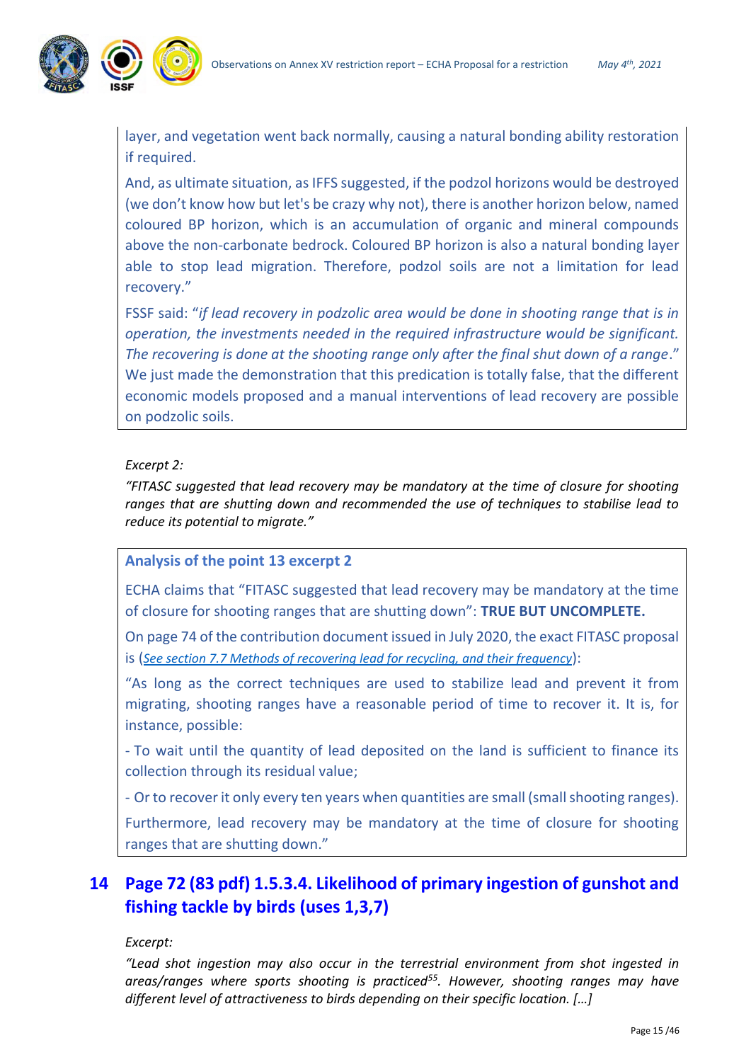layer, and vegetation went back normally, causing a natural bonding ability restoration if required.

And, as ultimate situation, as IFFS suggested, if the podzol horizons would be destroyed (we don't know how but let's be crazy why not), there is another horizon below, named coloured BP horizon, which is an accumulation of organic and mineral compounds above the non-carbonate bedrock. Coloured BP horizon is also a natural bonding layer able to stop lead migration. Therefore, podzol soils are not a limitation for lead recovery."

FSSF said: "*if lead recovery in podzolic area would be done in shooting range that is in operation, the investments needed in the required infrastructure would be significant. The recovering is done at the shooting range only after the final shut down of a range*." We just made the demonstration that this predication is totally false, that the different economic models proposed and a manual interventions of lead recovery are possible on podzolic soils.

*Excerpt 2:*

*"FITASC suggested that lead recovery may be mandatory at the time of closure for shooting ranges that are shutting down and recommended the use of techniques to stabilise lead to reduce its potential to migrate."*

**Analysis of the point 13 excerpt 2**

ECHA claims that "FITASC suggested that lead recovery may be mandatory at the time of closure for shooting ranges that are shutting down": **TRUE BUT UNCOMPLETE.**

On page 74 of the contribution document issued in July 2020, the exact FITASC proposal is (*See section 7.7 Methods of recovering lead for recycling, and their frequency*):

"As long as the correct techniques are used to stabilize lead and prevent it from migrating, shooting ranges have a reasonable period of time to recover it. It is, for instance, possible:

- To wait until the quantity of lead deposited on the land is sufficient to finance its collection through its residual value;
- Or to recover it only every ten years when quantities are small (small shooting ranges).

Furthermore, lead recovery may be mandatory at the time of closure for shooting ranges that are shutting down."

## 14 Page 72 (83 pdf) 1.5.3.4. Likelihood of primary ingestion of gunshot and fishing tackle by birds (uses 1,3,7)

*Excerpt:*

*"Lead shot ingestion may also occur in the terrestrial environment from shot ingested in areas/ranges where sports shooting is practiced[55]. However, shooting ranges may have different level of attractiveness to birds depending on their specific location. […]*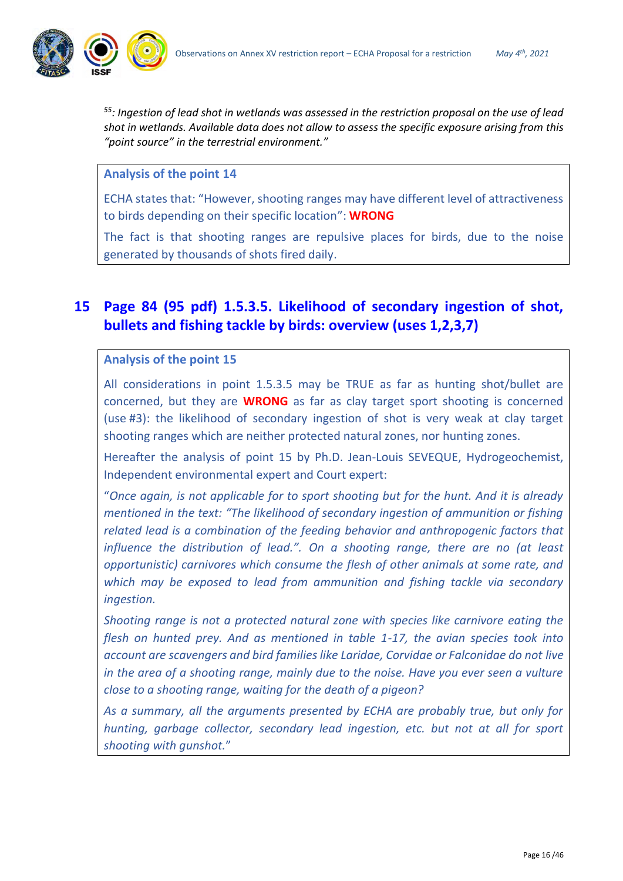*[55]: Ingestion of lead shot in wetlands was assessed in the restriction proposal on the use of lead shot in wetlands. Available data does not allow to assess the specific exposure arising from this "point source" in the terrestrial environment."*

**Analysis of the point 14**

ECHA states that: "However, shooting ranges may have different level of attractiveness to birds depending on their specific location": **WRONG**

The fact is that shooting ranges are repulsive places for birds, due to the noise generated by thousands of shots fired daily.

## 15 Page 84 (95 pdf) 1.5.3.5. Likelihood of secondary ingestion of shot, bullets and fishing tackle by birds: overview (uses 1,2,3,7)

**Analysis of the point 15**

All considerations in point 1.5.3.5 may be TRUE as far as hunting shot/bullet are concerned, but they are **WRONG** as far as clay target sport shooting is concerned (use #3): the likelihood of secondary ingestion of shot is very weak at clay target shooting ranges which are neither protected natural zones, nor hunting zones.

Hereafter the analysis of point 15 by Ph.D. Jean-Louis SEVEQUE, Hydrogeochemist, Independent environmental expert and Court expert:

"*Once again, is not applicable for to sport shooting but for the hunt. And it is already mentioned in the text: "The likelihood of secondary ingestion of ammunition or fishing related lead is a combination of the feeding behavior and anthropogenic factors that influence the distribution of lead.". On a shooting range, there are no (at least opportunistic) carnivores which consume the flesh of other animals at some rate, and which may be exposed to lead from ammunition and fishing tackle via secondary ingestion.*

*Shooting range is not a protected natural zone with species like carnivore eating the flesh on hunted prey. And as mentioned in table 1-17, the avian species took into account are scavengers and bird families like Laridae, Corvidae or Falconidae do not live in the area of a shooting range, mainly due to the noise. Have you ever seen a vulture close to a shooting range, waiting for the death of a pigeon?*

*As a summary, all the arguments presented by ECHA are probably true, but only for hunting, garbage collector, secondary lead ingestion, etc. but not at all for sport shooting with gunshot.*"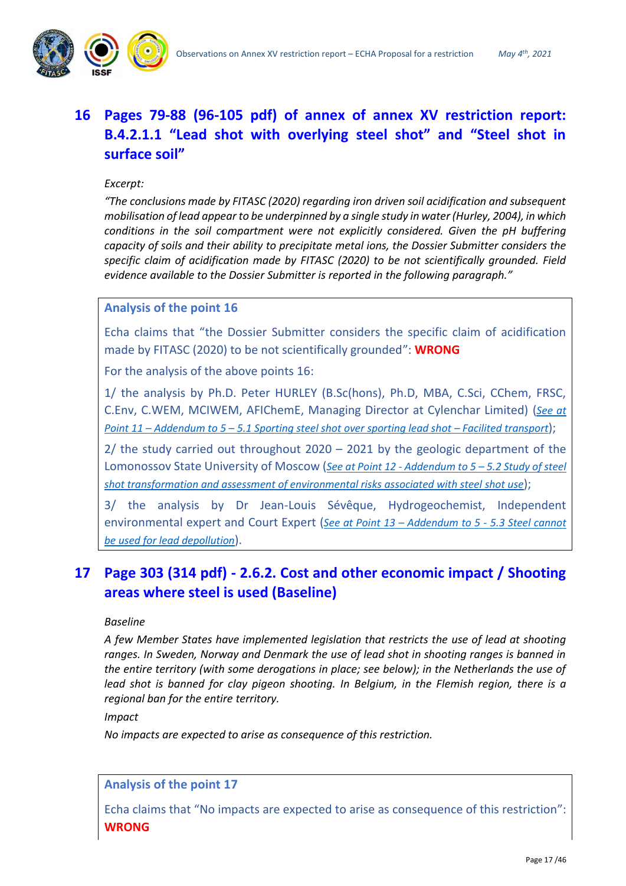## 16 Pages 79-88 (96-105 pdf) of annex of annex XV restriction report: B.4.2.1.1 "Lead shot with overlying steel shot" and "Steel shot in surface soil"

*Excerpt:*

*"The conclusions made by FITASC (2020) regarding iron driven soil acidification and subsequent mobilisation of lead appear to be underpinned by a single study in water (Hurley, 2004), in which conditions in the soil compartment were not explicitly considered. Given the pH buffering capacity of soils and their ability to precipitate metal ions, the Dossier Submitter considers the specific claim of acidification made by FITASC (2020) to be not scientifically grounded. Field evidence available to the Dossier Submitter is reported in the following paragraph."*

**Analysis of the point 16**

Echa claims that "the Dossier Submitter considers the specific claim of acidification made by FITASC (2020) to be not scientifically grounded": **WRONG**

For the analysis of the above points 16:

1/ the analysis by Ph.D. Peter HURLEY (B.Sc(hons), Ph.D, MBA, C.Sci, CChem, FRSC, C.Env, C.WEM, MCIWEM, AFIChemE, Managing Director at Cylenchar Limited) (*See at Point 11 – Addendum to 5 – 5.1 Sporting steel shot over sporting lead shot – Facilited transport*);

2/ the study carried out throughout 2020 – 2021 by the geologic department of the Lomonossov State University of Moscow (*See at Point 12 - Addendum to 5 – 5.2 Study of steel shot transformation and assessment of environmental risks associated with steel shot use*);

3/ the analysis by Dr Jean-Louis Sévêque, Hydrogeochemist, Independent environmental expert and Court Expert (*See at Point 13 – Addendum to 5 - 5.3 Steel cannot be used for lead depollution*).

## 17 Page 303 (314 pdf) - 2.6.2. Cost and other economic impact / Shooting areas where steel is used (Baseline)

*Baseline*

*A few Member States have implemented legislation that restricts the use of lead at shooting ranges. In Sweden, Norway and Denmark the use of lead shot in shooting ranges is banned in the entire territory (with some derogations in place; see below); in the Netherlands the use of lead shot is banned for clay pigeon shooting. In Belgium, in the Flemish region, there is a regional ban for the entire territory.*

*Impact*

*No impacts are expected to arise as consequence of this restriction.*

**Analysis of the point 17**

Echa claims that "No impacts are expected to arise as consequence of this restriction": **WRONG**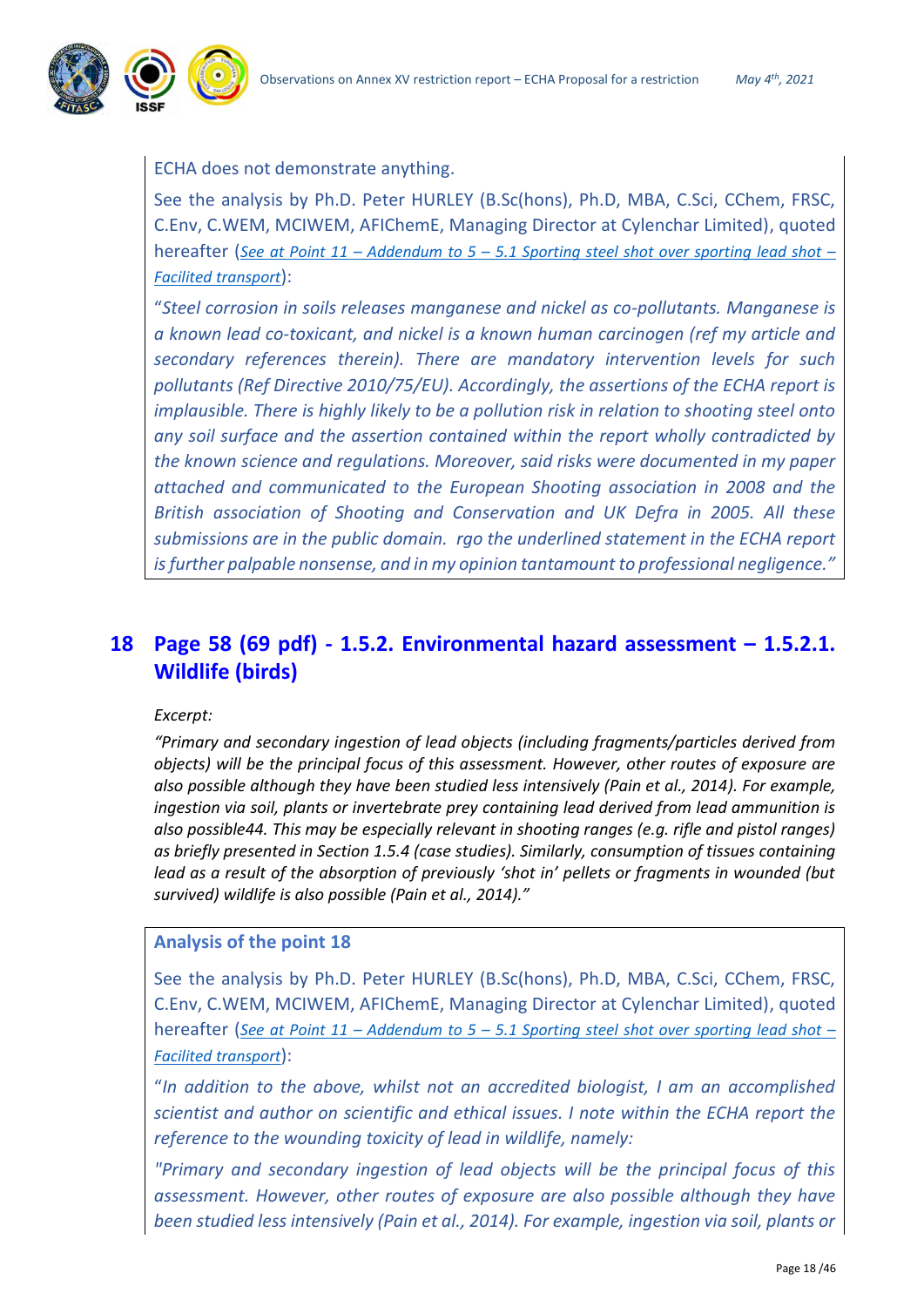ECHA does not demonstrate anything.

See the analysis by Ph.D. Peter HURLEY (B.Sc(hons), Ph.D, MBA, C.Sci, CChem, FRSC, C.Env, C.WEM, MCIWEM, AFIChemE, Managing Director at Cylenchar Limited), quoted hereafter (*See at Point 11 – Addendum to 5 – 5.1 Sporting steel shot over sporting lead shot – Facilited transport*):

*"Steel corrosion in soils releases manganese and nickel as co-pollutants. Manganese is a known lead co-toxicant, and nickel is a known human carcinogen (ref my article and secondary references therein). There are mandatory intervention levels for such pollutants (Ref Directive 2010/75/EU). Accordingly, the assertions of the ECHA report is implausible. There is highly likely to be a pollution risk in relation to shooting steel onto any soil surface and the assertion contained within the report wholly contradicted by the known science and regulations. Moreover, said risks were documented in my paper attached and communicated to the European Shooting association in 2008 and the British association of Shooting and Conservation and UK Defra in 2005. All these submissions are in the public domain. rgo the underlined statement in the ECHA report is further palpable nonsense, and in my opinion tantamount to professional negligence."*

## 18 Page 58 (69 pdf) - 1.5.2. Environmental hazard assessment – 1.5.2.1. Wildlife (birds)

*Excerpt:*

*"Primary and secondary ingestion of lead objects (including fragments/particles derived from objects) will be the principal focus of this assessment. However, other routes of exposure are also possible although they have been studied less intensively (Pain et al., 2014). For example, ingestion via soil, plants or invertebrate prey containing lead derived from lead ammunition is also possible44. This may be especially relevant in shooting ranges (e.g. rifle and pistol ranges) as briefly presented in Section 1.5.4 (case studies). Similarly, consumption of tissues containing lead as a result of the absorption of previously 'shot in' pellets or fragments in wounded (but survived) wildlife is also possible (Pain et al., 2014)."*

**Analysis of the point 18**

See the analysis by Ph.D. Peter HURLEY (B.Sc(hons), Ph.D, MBA, C.Sci, CChem, FRSC, C.Env, C.WEM, MCIWEM, AFIChemE, Managing Director at Cylenchar Limited), quoted hereafter (*See at Point 11 – Addendum to 5 – 5.1 Sporting steel shot over sporting lead shot – Facilited transport*):

*"In addition to the above, whilst not an accredited biologist, I am an accomplished scientist and author on scientific and ethical issues. I note within the ECHA report the reference to the wounding toxicity of lead in wildlife, namely:*

*"Primary and secondary ingestion of lead objects will be the principal focus of this assessment. However, other routes of exposure are also possible although they have been studied less intensively (Pain et al., 2014). For example, ingestion via soil, plants or*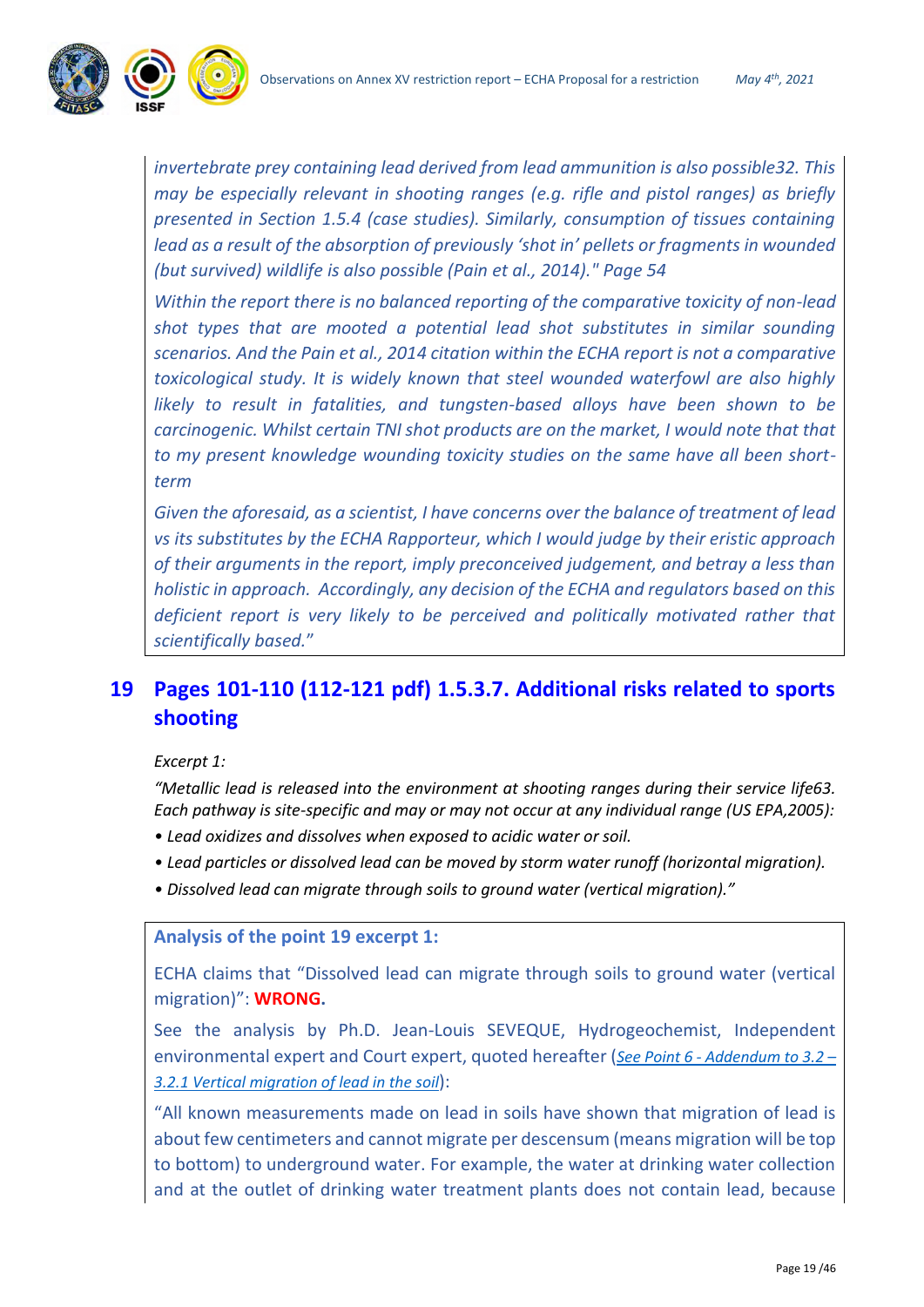*invertebrate prey containing lead derived from lead ammunition is also possible32. This may be especially relevant in shooting ranges (e.g. rifle and pistol ranges) as briefly presented in Section 1.5.4 (case studies). Similarly, consumption of tissues containing lead as a result of the absorption of previously 'shot in' pellets or fragments in wounded (but survived) wildlife is also possible (Pain et al., 2014)." Page 54*

*Within the report there is no balanced reporting of the comparative toxicity of non-lead shot types that are mooted a potential lead shot substitutes in similar sounding scenarios. And the Pain et al., 2014 citation within the ECHA report is not a comparative toxicological study. It is widely known that steel wounded waterfowl are also highly likely to result in fatalities, and tungsten-based alloys have been shown to be carcinogenic. Whilst certain TNI shot products are on the market, I would note that that to my present knowledge wounding toxicity studies on the same have all been short-term*

*Given the aforesaid, as a scientist, I have concerns over the balance of treatment of lead vs its substitutes by the ECHA Rapporteur, which I would judge by their eristic approach of their arguments in the report, imply preconceived judgement, and betray a less than holistic in approach. Accordingly, any decision of the ECHA and regulators based on this deficient report is very likely to be perceived and politically motivated rather that scientifically based."*

## 19 Pages 101-110 (112-121 pdf) 1.5.3.7. Additional risks related to sports shooting

*Excerpt 1:*

*"Metallic lead is released into the environment at shooting ranges during their service life63. Each pathway is site-specific and may or may not occur at any individual range (US EPA,2005):*

- *Lead oxidizes and dissolves when exposed to acidic water or soil.*
- *Lead particles or dissolved lead can be moved by storm water runoff (horizontal migration).*
- *Dissolved lead can migrate through soils to ground water (vertical migration)."*

### Analysis of the point 19 excerpt 1:

ECHA claims that "Dissolved lead can migrate through soils to ground water (vertical migration)": **WRONG.**

See the analysis by Ph.D. Jean-Louis SEVEQUE, Hydrogeochemist, Independent environmental expert and Court expert, quoted hereafter (*See Point 6 - Addendum to 3.2 – 3.2.1 Vertical migration of lead in the soil*):

"All known measurements made on lead in soils have shown that migration of lead is about few centimeters and cannot migrate per descensum (means migration will be top to bottom) to underground water. For example, the water at drinking water collection and at the outlet of drinking water treatment plants does not contain lead, because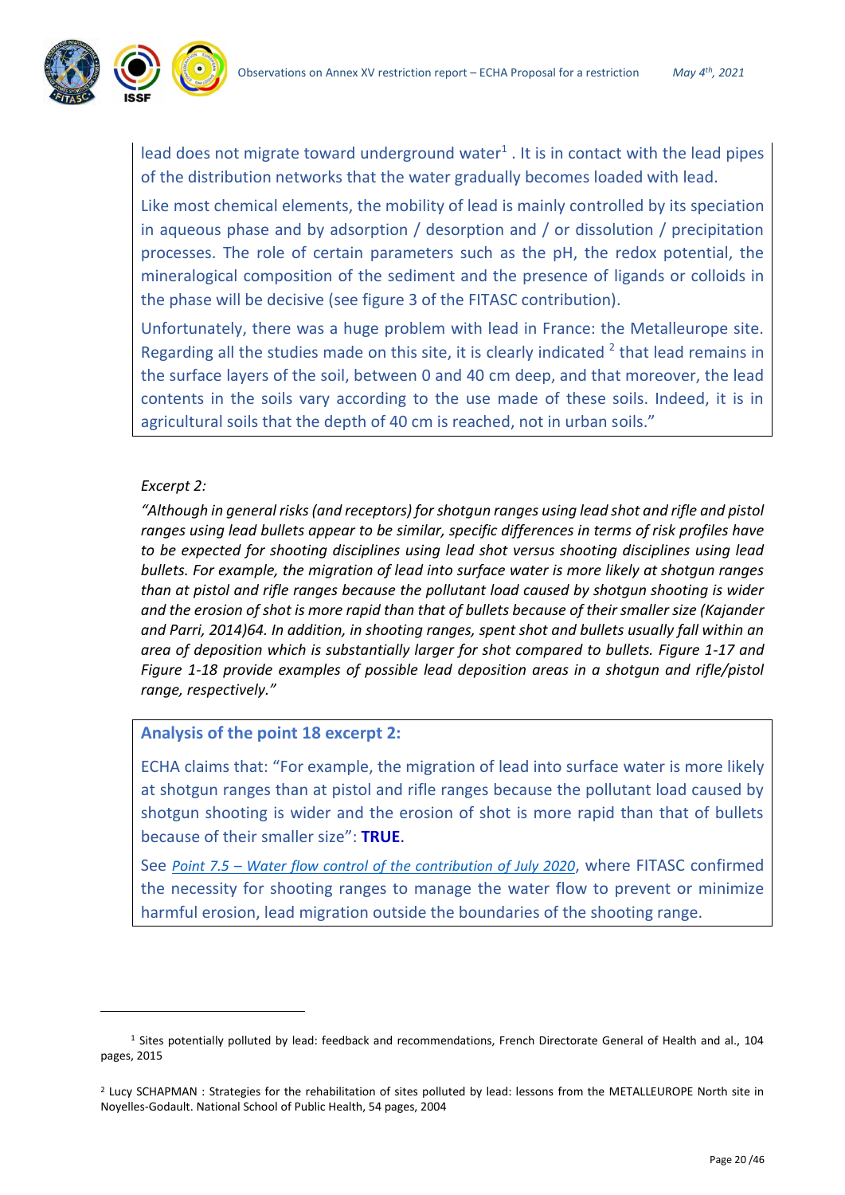lead does not migrate toward underground water[1] . It is in contact with the lead pipes of the distribution networks that the water gradually becomes loaded with lead.

Like most chemical elements, the mobility of lead is mainly controlled by its speciation in aqueous phase and by adsorption / desorption and / or dissolution / precipitation processes. The role of certain parameters such as the pH, the redox potential, the mineralogical composition of the sediment and the presence of ligands or colloids in the phase will be decisive (see figure 3 of the FITASC contribution).

Unfortunately, there was a huge problem with lead in France: the Metalleurope site. Regarding all the studies made on this site, it is clearly indicated [2] that lead remains in the surface layers of the soil, between 0 and 40 cm deep, and that moreover, the lead contents in the soils vary according to the use made of these soils. Indeed, it is in agricultural soils that the depth of 40 cm is reached, not in urban soils."

*Excerpt 2:*

*"Although in general risks (and receptors) for shotgun ranges using lead shot and rifle and pistol ranges using lead bullets appear to be similar, specific differences in terms of risk profiles have to be expected for shooting disciplines using lead shot versus shooting disciplines using lead bullets. For example, the migration of lead into surface water is more likely at shotgun ranges than at pistol and rifle ranges because the pollutant load caused by shotgun shooting is wider and the erosion of shot is more rapid than that of bullets because of their smaller size (Kajander and Parri, 2014)64. In addition, in shooting ranges, spent shot and bullets usually fall within an area of deposition which is substantially larger for shot compared to bullets. Figure 1-17 and Figure 1-18 provide examples of possible lead deposition areas in a shotgun and rifle/pistol range, respectively."*

**Analysis of the point 18 excerpt 2:**

ECHA claims that: "For example, the migration of lead into surface water is more likely at shotgun ranges than at pistol and rifle ranges because the pollutant load caused by shotgun shooting is wider and the erosion of shot is more rapid than that of bullets because of their smaller size": **TRUE**.

See *Point 7.5 – Water flow control of the contribution of July 2020*, where FITASC confirmed the necessity for shooting ranges to manage the water flow to prevent or minimize harmful erosion, lead migration outside the boundaries of the shooting range.

---

[1] Sites potentially polluted by lead: feedback and recommendations, French Directorate General of Health and al., 104 pages, 2015

[2] Lucy SCHAPMAN : Strategies for the rehabilitation of sites polluted by lead: lessons from the METALLEUROPE North site in Noyelles-Godault. National School of Public Health, 54 pages, 2004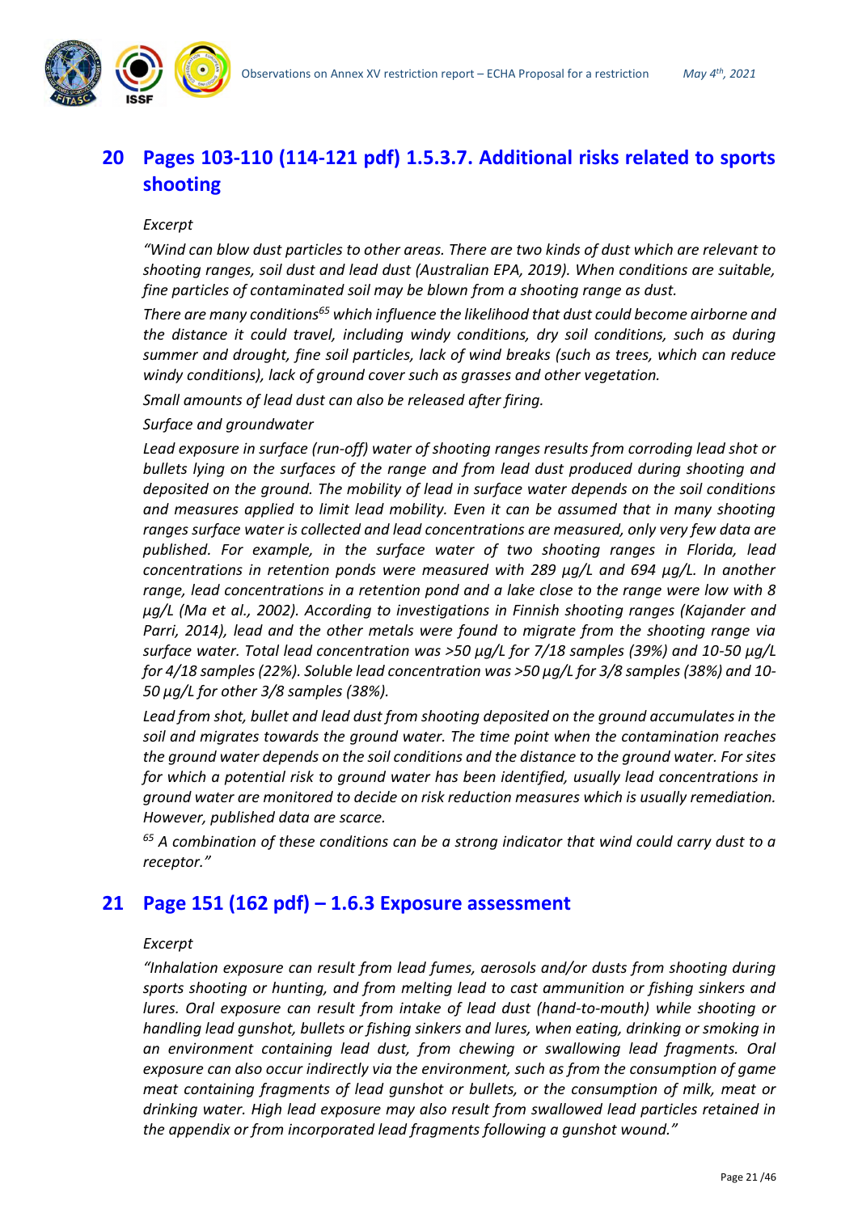## 20 Pages 103-110 (114-121 pdf) 1.5.3.7. Additional risks related to sports shooting

*Excerpt*

*"Wind can blow dust particles to other areas. There are two kinds of dust which are relevant to shooting ranges, soil dust and lead dust (Australian EPA, 2019). When conditions are suitable, fine particles of contaminated soil may be blown from a shooting range as dust.*

*There are many conditions[65] which influence the likelihood that dust could become airborne and the distance it could travel, including windy conditions, dry soil conditions, such as during summer and drought, fine soil particles, lack of wind breaks (such as trees, which can reduce windy conditions), lack of ground cover such as grasses and other vegetation.*

*Small amounts of lead dust can also be released after firing.*

*Surface and groundwater*

*Lead exposure in surface (run-off) water of shooting ranges results from corroding lead shot or bullets lying on the surfaces of the range and from lead dust produced during shooting and deposited on the ground. The mobility of lead in surface water depends on the soil conditions and measures applied to limit lead mobility. Even it can be assumed that in many shooting ranges surface water is collected and lead concentrations are measured, only very few data are published. For example, in the surface water of two shooting ranges in Florida, lead concentrations in retention ponds were measured with 289 µg/L and 694 µg/L. In another range, lead concentrations in a retention pond and a lake close to the range were low with 8 µg/L (Ma et al., 2002). According to investigations in Finnish shooting ranges (Kajander and Parri, 2014), lead and the other metals were found to migrate from the shooting range via surface water. Total lead concentration was >50 µg/L for 7/18 samples (39%) and 10-50 µg/L for 4/18 samples (22%). Soluble lead concentration was >50 µg/L for 3/8 samples (38%) and 10-50 µg/L for other 3/8 samples (38%).*

*Lead from shot, bullet and lead dust from shooting deposited on the ground accumulates in the soil and migrates towards the ground water. The time point when the contamination reaches the ground water depends on the soil conditions and the distance to the ground water. For sites for which a potential risk to ground water has been identified, usually lead concentrations in ground water are monitored to decide on risk reduction measures which is usually remediation. However, published data are scarce.*

*[65] A combination of these conditions can be a strong indicator that wind could carry dust to a receptor."*

## 21 Page 151 (162 pdf) – 1.6.3 Exposure assessment

*Excerpt*

*"Inhalation exposure can result from lead fumes, aerosols and/or dusts from shooting during sports shooting or hunting, and from melting lead to cast ammunition or fishing sinkers and lures. Oral exposure can result from intake of lead dust (hand-to-mouth) while shooting or handling lead gunshot, bullets or fishing sinkers and lures, when eating, drinking or smoking in an environment containing lead dust, from chewing or swallowing lead fragments. Oral exposure can also occur indirectly via the environment, such as from the consumption of game meat containing fragments of lead gunshot or bullets, or the consumption of milk, meat or drinking water. High lead exposure may also result from swallowed lead particles retained in the appendix or from incorporated lead fragments following a gunshot wound."*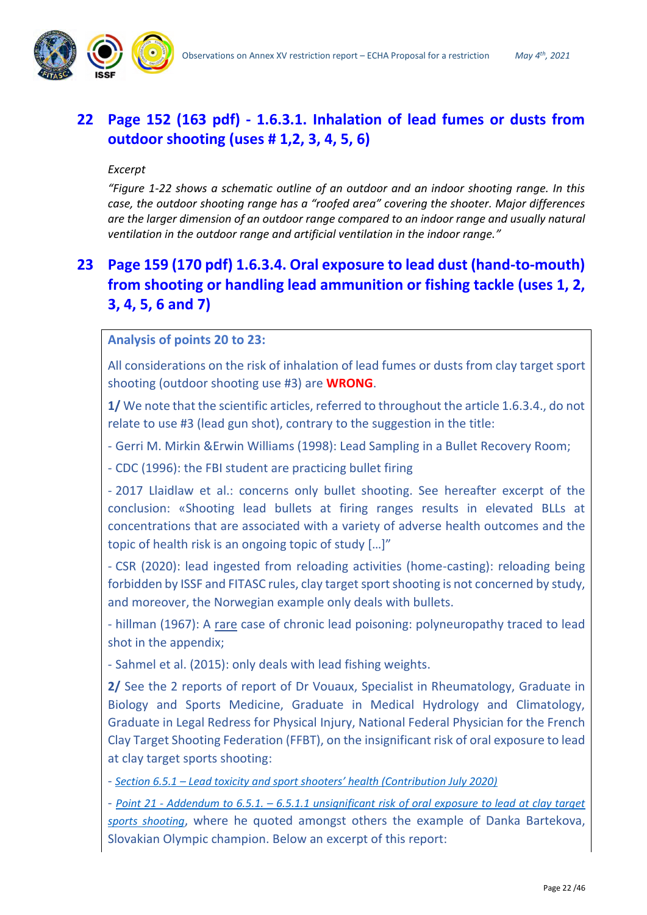## 22 Page 152 (163 pdf) - 1.6.3.1. Inhalation of lead fumes or dusts from outdoor shooting (uses # 1,2, 3, 4, 5, 6)

*Excerpt*

*"Figure 1-22 shows a schematic outline of an outdoor and an indoor shooting range. In this case, the outdoor shooting range has a "roofed area" covering the shooter. Major differences are the larger dimension of an outdoor range compared to an indoor range and usually natural ventilation in the outdoor range and artificial ventilation in the indoor range."*

## 23 Page 159 (170 pdf) 1.6.3.4. Oral exposure to lead dust (hand-to-mouth) from shooting or handling lead ammunition or fishing tackle (uses 1, 2, 3, 4, 5, 6 and 7)

**Analysis of points 20 to 23:**

All considerations on the risk of inhalation of lead fumes or dusts from clay target sport shooting (outdoor shooting use #3) are **WRONG**.

**1/** We note that the scientific articles, referred to throughout the article 1.6.3.4., do not relate to use #3 (lead gun shot), contrary to the suggestion in the title:

- Gerri M. Mirkin &Erwin Williams (1998): Lead Sampling in a Bullet Recovery Room;

- CDC (1996): the FBI student are practicing bullet firing

- 2017 Llaidlaw et al.: concerns only bullet shooting. See hereafter excerpt of the conclusion: «Shooting lead bullets at firing ranges results in elevated BLLs at concentrations that are associated with a variety of adverse health outcomes and the topic of health risk is an ongoing topic of study […]"

- CSR (2020): lead ingested from reloading activities (home-casting): reloading being forbidden by ISSF and FITASC rules, clay target sport shooting is not concerned by study, and moreover, the Norwegian example only deals with bullets.

- hillman (1967): A <u>rare</u> case of chronic lead poisoning: polyneuropathy traced to lead shot in the appendix;

- Sahmel et al. (2015): only deals with lead fishing weights.

**2/** See the 2 reports of report of Dr Vouaux, Specialist in Rheumatology, Graduate in Biology and Sports Medicine, Graduate in Medical Hydrology and Climatology, Graduate in Legal Redress for Physical Injury, National Federal Physician for the French Clay Target Shooting Federation (FFBT), on the insignificant risk of oral exposure to lead at clay target sports shooting:

- *<u>Section 6.5.1 – Lead toxicity and sport shooters' health (Contribution July 2020)</u>*

- *<u>Point 21 - Addendum to 6.5.1. – 6.5.1.1 unsignificant risk of oral exposure to lead at clay target sports shooting</u>*, where he quoted amongst others the example of Danka Bartekova, Slovakian Olympic champion. Below an excerpt of this report: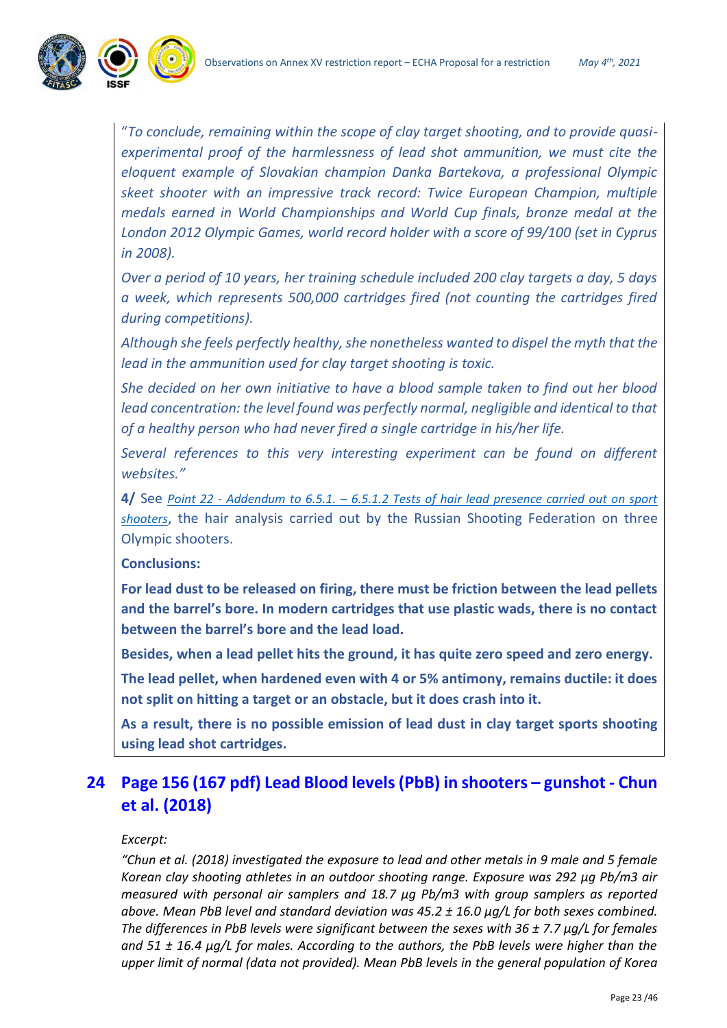*"To conclude, remaining within the scope of clay target shooting, and to provide quasi-experimental proof of the harmlessness of lead shot ammunition, we must cite the eloquent example of Slovakian champion Danka Bartekova, a professional Olympic skeet shooter with an impressive track record: Twice European Champion, multiple medals earned in World Championships and World Cup finals, bronze medal at the London 2012 Olympic Games, world record holder with a score of 99/100 (set in Cyprus in 2008).*

*Over a period of 10 years, her training schedule included 200 clay targets a day, 5 days a week, which represents 500,000 cartridges fired (not counting the cartridges fired during competitions).*

*Although she feels perfectly healthy, she nonetheless wanted to dispel the myth that the lead in the ammunition used for clay target shooting is toxic.*

*She decided on her own initiative to have a blood sample taken to find out her blood lead concentration: the level found was perfectly normal, negligible and identical to that of a healthy person who had never fired a single cartridge in his/her life.*

*Several references to this very interesting experiment can be found on different websites."*

**4/** See *Point 22 - Addendum to 6.5.1. – 6.5.1.2 Tests of hair lead presence carried out on sport shooters*, the hair analysis carried out by the Russian Shooting Federation on three Olympic shooters.

**Conclusions:**

**For lead dust to be released on firing, there must be friction between the lead pellets and the barrel's bore. In modern cartridges that use plastic wads, there is no contact between the barrel's bore and the lead load.**

**Besides, when a lead pellet hits the ground, it has quite zero speed and zero energy.**

**The lead pellet, when hardened even with 4 or 5% antimony, remains ductile: it does not split on hitting a target or an obstacle, but it does crash into it.**

**As a result, there is no possible emission of lead dust in clay target sports shooting using lead shot cartridges.**

## 24 Page 156 (167 pdf) Lead Blood levels (PbB) in shooters – gunshot - Chun et al. (2018)

*Excerpt:*

*"Chun et al. (2018) investigated the exposure to lead and other metals in 9 male and 5 female Korean clay shooting athletes in an outdoor shooting range. Exposure was 292 µg Pb/m3 air measured with personal air samplers and 18.7 µg Pb/m3 with group samplers as reported above. Mean PbB level and standard deviation was 45.2 ± 16.0 µg/L for both sexes combined. The differences in PbB levels were significant between the sexes with 36 ± 7.7 µg/L for females and 51 ± 16.4 µg/L for males. According to the authors, the PbB levels were higher than the upper limit of normal (data not provided). Mean PbB levels in the general population of Korea*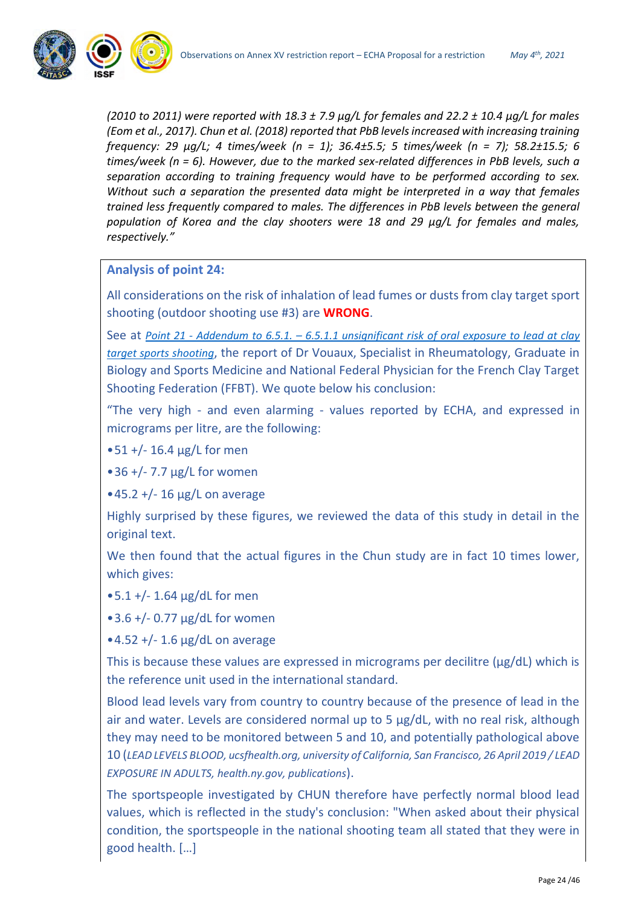*(2010 to 2011) were reported with 18.3 ± 7.9 µg/L for females and 22.2 ± 10.4 µg/L for males (Eom et al., 2017). Chun et al. (2018) reported that PbB levels increased with increasing training frequency: 29 µg/L; 4 times/week (n = 1); 36.4±5.5; 5 times/week (n = 7); 58.2±15.5; 6 times/week (n = 6). However, due to the marked sex-related differences in PbB levels, such a separation according to training frequency would have to be performed according to sex. Without such a separation the presented data might be interpreted in a way that females trained less frequently compared to males. The differences in PbB levels between the general population of Korea and the clay shooters were 18 and 29 µg/L for females and males, respectively."*

**Analysis of point 24:**

All considerations on the risk of inhalation of lead fumes or dusts from clay target sport shooting (outdoor shooting use #3) are **WRONG**.

See at *Point 21 - Addendum to 6.5.1. – 6.5.1.1 unsignificant risk of oral exposure to lead at clay target sports shooting*, the report of Dr Vouaux, Specialist in Rheumatology, Graduate in Biology and Sports Medicine and National Federal Physician for the French Clay Target Shooting Federation (FFBT). We quote below his conclusion:

"The very high - and even alarming - values reported by ECHA, and expressed in micrograms per litre, are the following:

- 51 +/- 16.4 µg/L for men
- 36 +/- 7.7 µg/L for women
- 45.2 +/- 16 µg/L on average

Highly surprised by these figures, we reviewed the data of this study in detail in the original text.

We then found that the actual figures in the Chun study are in fact 10 times lower, which gives:

- 5.1 +/- 1.64 µg/dL for men
- 3.6 +/- 0.77 µg/dL for women
- 4.52 +/- 1.6 µg/dL on average

This is because these values are expressed in micrograms per decilitre (µg/dL) which is the reference unit used in the international standard.

Blood lead levels vary from country to country because of the presence of lead in the air and water. Levels are considered normal up to 5 µg/dL, with no real risk, although they may need to be monitored between 5 and 10, and potentially pathological above 10 (*LEAD LEVELS BLOOD, ucsfhealth.org, university of California, San Francisco, 26 April 2019 / LEAD EXPOSURE IN ADULTS, health.ny.gov, publications*).

The sportspeople investigated by CHUN therefore have perfectly normal blood lead values, which is reflected in the study's conclusion: "When asked about their physical condition, the sportspeople in the national shooting team all stated that they were in good health. […]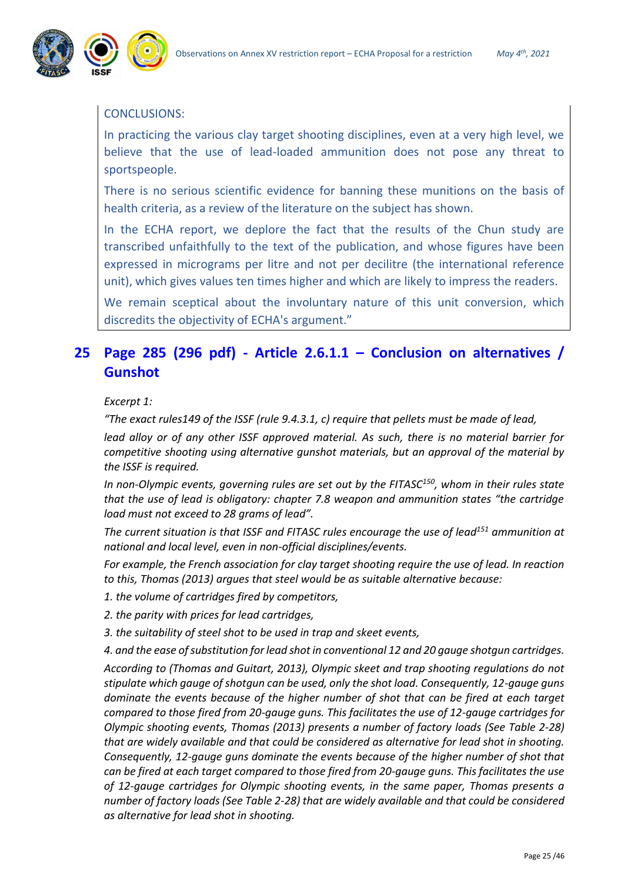CONCLUSIONS:

In practicing the various clay target shooting disciplines, even at a very high level, we believe that the use of lead-loaded ammunition does not pose any threat to sportspeople.

There is no serious scientific evidence for banning these munitions on the basis of health criteria, as a review of the literature on the subject has shown.

In the ECHA report, we deplore the fact that the results of the Chun study are transcribed unfaithfully to the text of the publication, and whose figures have been expressed in micrograms per litre and not per decilitre (the international reference unit), which gives values ten times higher and which are likely to impress the readers.

We remain sceptical about the involuntary nature of this unit conversion, which discredits the objectivity of ECHA's argument."

## 25 Page 285 (296 pdf) - Article 2.6.1.1 – Conclusion on alternatives / Gunshot

*Excerpt 1:*

*"The exact rules149 of the ISSF (rule 9.4.3.1, c) require that pellets must be made of lead,*

*lead alloy or of any other ISSF approved material. As such, there is no material barrier for competitive shooting using alternative gunshot materials, but an approval of the material by the ISSF is required.*

*In non-Olympic events, governing rules are set out by the FITASC[150], whom in their rules state that the use of lead is obligatory: chapter 7.8 weapon and ammunition states "the cartridge load must not exceed to 28 grams of lead".*

*The current situation is that ISSF and FITASC rules encourage the use of lead[151] ammunition at national and local level, even in non-official disciplines/events.*

*For example, the French association for clay target shooting require the use of lead. In reaction to this, Thomas (2013) argues that steel would be as suitable alternative because:*

*1. the volume of cartridges fired by competitors,*

*2. the parity with prices for lead cartridges,*

*3. the suitability of steel shot to be used in trap and skeet events,*

*4. and the ease of substitution for lead shot in conventional 12 and 20 gauge shotgun cartridges.*

*According to (Thomas and Guitart, 2013), Olympic skeet and trap shooting regulations do not stipulate which gauge of shotgun can be used, only the shot load. Consequently, 12-gauge guns dominate the events because of the higher number of shot that can be fired at each target compared to those fired from 20-gauge guns. This facilitates the use of 12-gauge cartridges for Olympic shooting events, Thomas (2013) presents a number of factory loads (See Table 2-28) that are widely available and that could be considered as alternative for lead shot in shooting. Consequently, 12-gauge guns dominate the events because of the higher number of shot that can be fired at each target compared to those fired from 20-gauge guns. This facilitates the use of 12-gauge cartridges for Olympic shooting events, in the same paper, Thomas presents a number of factory loads (See Table 2-28) that are widely available and that could be considered as alternative for lead shot in shooting.*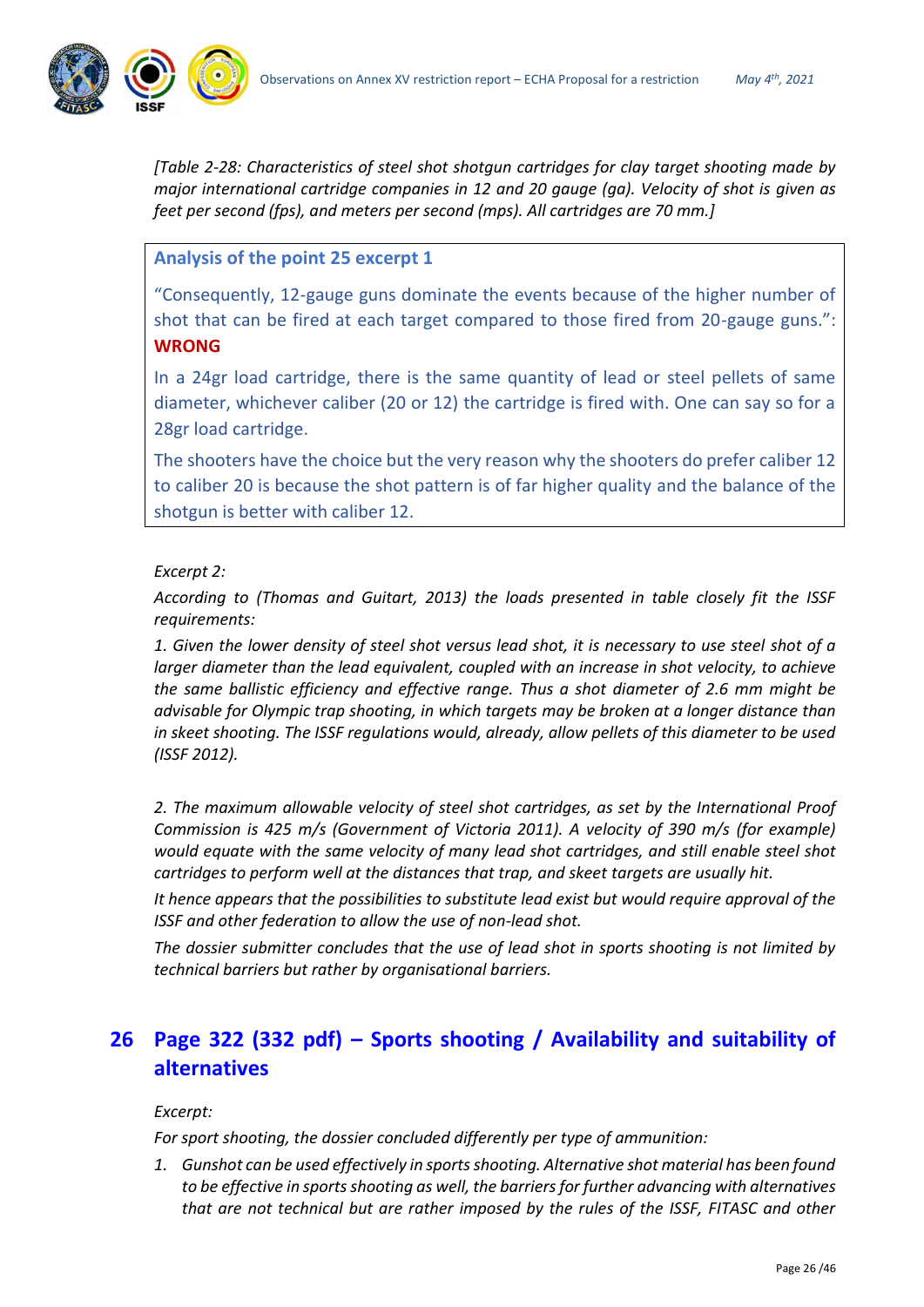*[Table 2-28: Characteristics of steel shot shotgun cartridges for clay target shooting made by major international cartridge companies in 12 and 20 gauge (ga). Velocity of shot is given as feet per second (fps), and meters per second (mps). All cartridges are 70 mm.]*

> **Analysis of the point 25 excerpt 1**
>
> "Consequently, 12-gauge guns dominate the events because of the higher number of shot that can be fired at each target compared to those fired from 20-gauge guns.": **WRONG**
>
> In a 24gr load cartridge, there is the same quantity of lead or steel pellets of same diameter, whichever caliber (20 or 12) the cartridge is fired with. One can say so for a 28gr load cartridge.
>
> The shooters have the choice but the very reason why the shooters do prefer caliber 12 to caliber 20 is because the shot pattern is of far higher quality and the balance of the shotgun is better with caliber 12.

*Excerpt 2:*

*According to (Thomas and Guitart, 2013) the loads presented in table closely fit the ISSF requirements:*

*1. Given the lower density of steel shot versus lead shot, it is necessary to use steel shot of a larger diameter than the lead equivalent, coupled with an increase in shot velocity, to achieve the same ballistic efficiency and effective range. Thus a shot diameter of 2.6 mm might be advisable for Olympic trap shooting, in which targets may be broken at a longer distance than in skeet shooting. The ISSF regulations would, already, allow pellets of this diameter to be used (ISSF 2012).*

*2. The maximum allowable velocity of steel shot cartridges, as set by the International Proof Commission is 425 m/s (Government of Victoria 2011). A velocity of 390 m/s (for example) would equate with the same velocity of many lead shot cartridges, and still enable steel shot cartridges to perform well at the distances that trap, and skeet targets are usually hit.*

*It hence appears that the possibilities to substitute lead exist but would require approval of the ISSF and other federation to allow the use of non-lead shot.*

*The dossier submitter concludes that the use of lead shot in sports shooting is not limited by technical barriers but rather by organisational barriers.*

## 26 Page 322 (332 pdf) – Sports shooting / Availability and suitability of alternatives

*Excerpt:*

*For sport shooting, the dossier concluded differently per type of ammunition:*

1. *Gunshot can be used effectively in sports shooting. Alternative shot material has been found to be effective in sports shooting as well, the barriers for further advancing with alternatives that are not technical but are rather imposed by the rules of the ISSF, FITASC and other*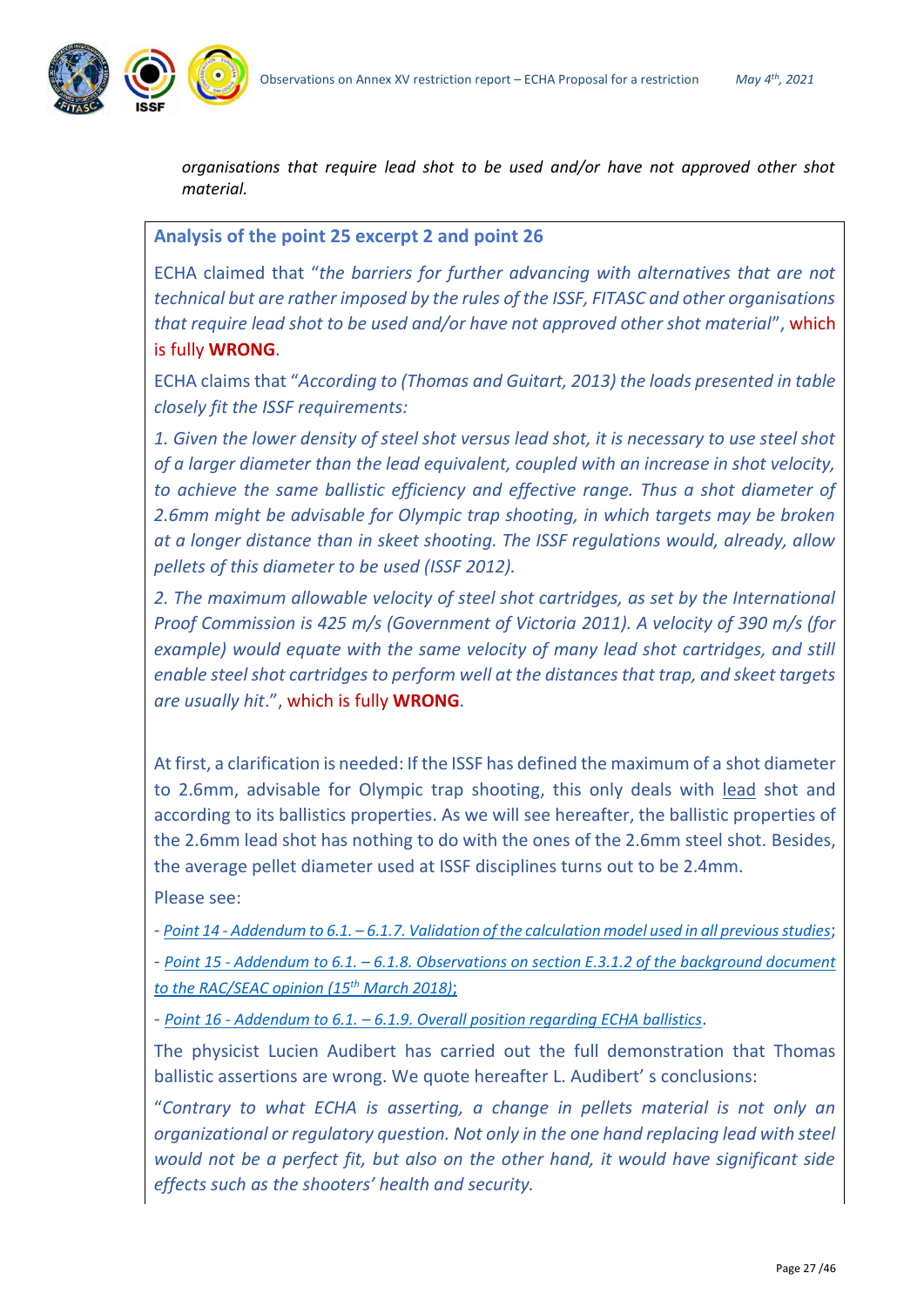*organisations that require lead shot to be used and/or have not approved other shot material.*

### Analysis of the point 25 excerpt 2 and point 26

ECHA claimed that "*the barriers for further advancing with alternatives that are not technical but are rather imposed by the rules of the ISSF, FITASC and other organisations that require lead shot to be used and/or have not approved other shot material*", which is fully **WRONG**.

ECHA claims that "*According to (Thomas and Guitart, 2013) the loads presented in table closely fit the ISSF requirements:*

*1. Given the lower density of steel shot versus lead shot, it is necessary to use steel shot of a larger diameter than the lead equivalent, coupled with an increase in shot velocity, to achieve the same ballistic efficiency and effective range. Thus a shot diameter of 2.6mm might be advisable for Olympic trap shooting, in which targets may be broken at a longer distance than in skeet shooting. The ISSF regulations would, already, allow pellets of this diameter to be used (ISSF 2012).*

*2. The maximum allowable velocity of steel shot cartridges, as set by the International Proof Commission is 425 m/s (Government of Victoria 2011). A velocity of 390 m/s (for example) would equate with the same velocity of many lead shot cartridges, and still enable steel shot cartridges to perform well at the distances that trap, and skeet targets are usually hit*.", which is fully **WRONG**.

At first, a clarification is needed: If the ISSF has defined the maximum of a shot diameter to 2.6mm, advisable for Olympic trap shooting, this only deals with lead shot and according to its ballistics properties. As we will see hereafter, the ballistic properties of the 2.6mm lead shot has nothing to do with the ones of the 2.6mm steel shot. Besides, the average pellet diameter used at ISSF disciplines turns out to be 2.4mm.

Please see:

- *Point 14 - Addendum to 6.1. – 6.1.7. Validation of the calculation model used in all previous studies*;

- *Point 15 - Addendum to 6.1. – 6.1.8. Observations on section E.3.1.2 of the background document to the RAC/SEAC opinion (15th March 2018);*

- *Point 16 - Addendum to 6.1. – 6.1.9. Overall position regarding ECHA ballistics*.

The physicist Lucien Audibert has carried out the full demonstration that Thomas ballistic assertions are wrong. We quote hereafter L. Audibert' s conclusions:

"*Contrary to what ECHA is asserting, a change in pellets material is not only an organizational or regulatory question. Not only in the one hand replacing lead with steel would not be a perfect fit, but also on the other hand, it would have significant side effects such as the shooters' health and security.*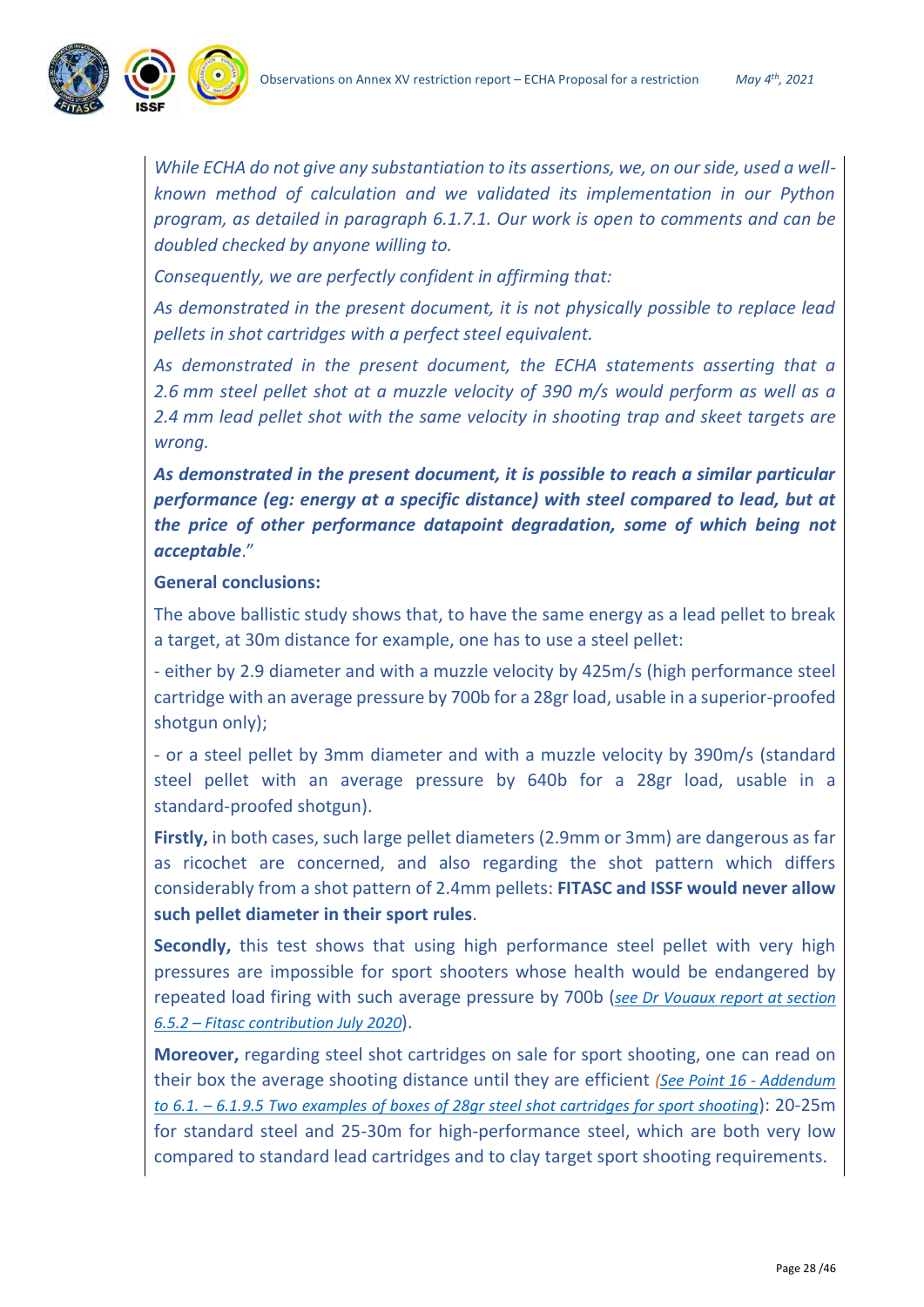*While ECHA do not give any substantiation to its assertions, we, on our side, used a well-known method of calculation and we validated its implementation in our Python program, as detailed in paragraph 6.1.7.1. Our work is open to comments and can be doubled checked by anyone willing to.*

*Consequently, we are perfectly confident in affirming that:*

*As demonstrated in the present document, it is not physically possible to replace lead pellets in shot cartridges with a perfect steel equivalent.*

*As demonstrated in the present document, the ECHA statements asserting that a 2.6 mm steel pellet shot at a muzzle velocity of 390 m/s would perform as well as a 2.4 mm lead pellet shot with the same velocity in shooting trap and skeet targets are wrong.*

***As demonstrated in the present document, it is possible to reach a similar particular performance (eg: energy at a specific distance) with steel compared to lead, but at the price of other performance datapoint degradation, some of which being not acceptable**."*

**General conclusions:**

The above ballistic study shows that, to have the same energy as a lead pellet to break a target, at 30m distance for example, one has to use a steel pellet:

- either by 2.9 diameter and with a muzzle velocity by 425m/s (high performance steel cartridge with an average pressure by 700b for a 28gr load, usable in a superior-proofed shotgun only);

- or a steel pellet by 3mm diameter and with a muzzle velocity by 390m/s (standard steel pellet with an average pressure by 640b for a 28gr load, usable in a standard-proofed shotgun).

**Firstly,** in both cases, such large pellet diameters (2.9mm or 3mm) are dangerous as far as ricochet are concerned, and also regarding the shot pattern which differs considerably from a shot pattern of 2.4mm pellets: **FITASC and ISSF would never allow such pellet diameter in their sport rules**.

**Secondly,** this test shows that using high performance steel pellet with very high pressures are impossible for sport shooters whose health would be endangered by repeated load firing with such average pressure by 700b (*see Dr Vouaux report at section 6.5.2 – Fitasc contribution July 2020*).

**Moreover,** regarding steel shot cartridges on sale for sport shooting, one can read on their box the average shooting distance until they are efficient *(See Point 16 - Addendum to 6.1. – 6.1.9.5 Two examples of boxes of 28gr steel shot cartridges for sport shooting)*: 20-25m for standard steel and 25-30m for high-performance steel, which are both very low compared to standard lead cartridges and to clay target sport shooting requirements.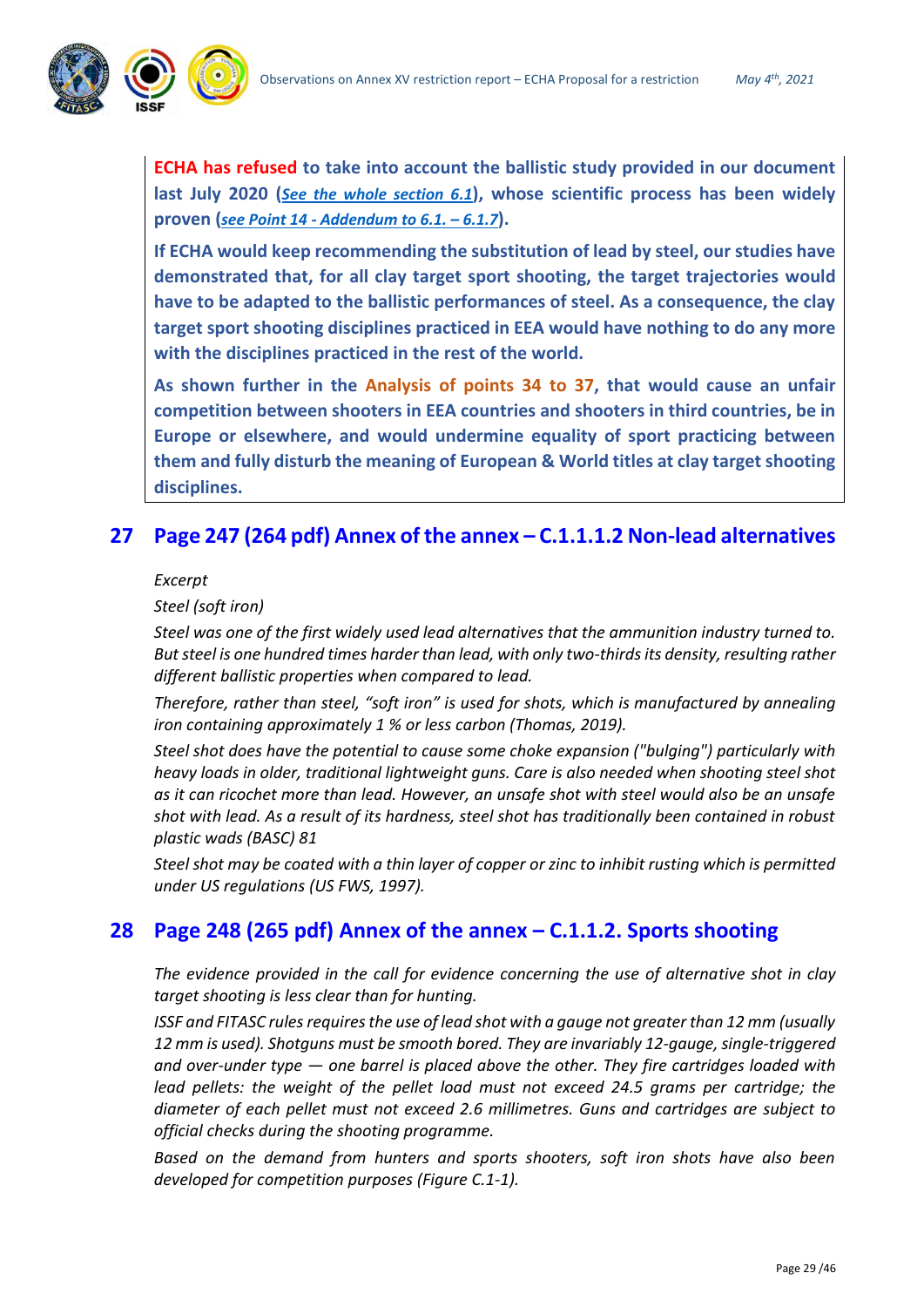**ECHA has refused to take into account the ballistic study provided in our document last July 2020 (*See the whole section 6.1*), whose scientific process has been widely proven (*see Point 14 - Addendum to 6.1. – 6.1.7*).**

**If ECHA would keep recommending the substitution of lead by steel, our studies have demonstrated that, for all clay target sport shooting, the target trajectories would have to be adapted to the ballistic performances of steel. As a consequence, the clay target sport shooting disciplines practiced in EEA would have nothing to do any more with the disciplines practiced in the rest of the world.**

**As shown further in the Analysis of points 34 to 37, that would cause an unfair competition between shooters in EEA countries and shooters in third countries, be in Europe or elsewhere, and would undermine equality of sport practicing between them and fully disturb the meaning of European & World titles at clay target shooting disciplines.**

## 27 Page 247 (264 pdf) Annex of the annex – C.1.1.1.2 Non-lead alternatives

*Excerpt*

*Steel (soft iron)*

*Steel was one of the first widely used lead alternatives that the ammunition industry turned to. But steel is one hundred times harder than lead, with only two-thirds its density, resulting rather different ballistic properties when compared to lead.*

*Therefore, rather than steel, "soft iron" is used for shots, which is manufactured by annealing iron containing approximately 1 % or less carbon (Thomas, 2019).*

*Steel shot does have the potential to cause some choke expansion ("bulging") particularly with heavy loads in older, traditional lightweight guns. Care is also needed when shooting steel shot as it can ricochet more than lead. However, an unsafe shot with steel would also be an unsafe shot with lead. As a result of its hardness, steel shot has traditionally been contained in robust plastic wads (BASC) 81*

*Steel shot may be coated with a thin layer of copper or zinc to inhibit rusting which is permitted under US regulations (US FWS, 1997).*

## 28 Page 248 (265 pdf) Annex of the annex – C.1.1.2. Sports shooting

*The evidence provided in the call for evidence concerning the use of alternative shot in clay target shooting is less clear than for hunting.*

*ISSF and FITASC rules requires the use of lead shot with a gauge not greater than 12 mm (usually 12 mm is used). Shotguns must be smooth bored. They are invariably 12-gauge, single-triggered and over-under type — one barrel is placed above the other. They fire cartridges loaded with lead pellets: the weight of the pellet load must not exceed 24.5 grams per cartridge; the diameter of each pellet must not exceed 2.6 millimetres. Guns and cartridges are subject to official checks during the shooting programme.*

*Based on the demand from hunters and sports shooters, soft iron shots have also been developed for competition purposes (Figure C.1-1).*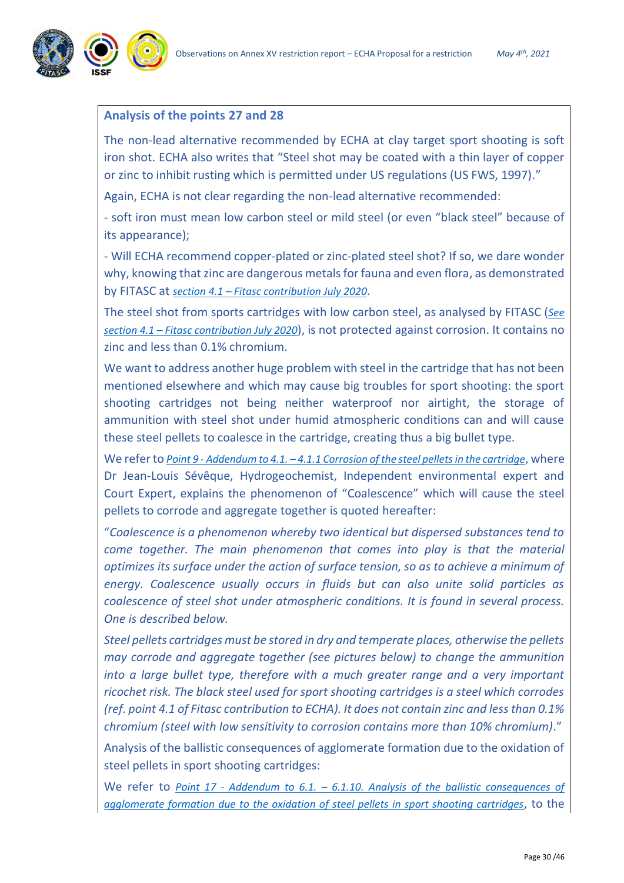### Analysis of the points 27 and 28

The non-lead alternative recommended by ECHA at clay target sport shooting is soft iron shot. ECHA also writes that "Steel shot may be coated with a thin layer of copper or zinc to inhibit rusting which is permitted under US regulations (US FWS, 1997)."

Again, ECHA is not clear regarding the non-lead alternative recommended:

- soft iron must mean low carbon steel or mild steel (or even "black steel" because of its appearance);

- Will ECHA recommend copper-plated or zinc-plated steel shot? If so, we dare wonder why, knowing that zinc are dangerous metals for fauna and even flora, as demonstrated by FITASC at *section 4.1 – Fitasc contribution July 2020*.

The steel shot from sports cartridges with low carbon steel, as analysed by FITASC (*See section 4.1 – Fitasc contribution July 2020*), is not protected against corrosion. It contains no zinc and less than 0.1% chromium.

We want to address another huge problem with steel in the cartridge that has not been mentioned elsewhere and which may cause big troubles for sport shooting: the sport shooting cartridges not being neither waterproof nor airtight, the storage of ammunition with steel shot under humid atmospheric conditions can and will cause these steel pellets to coalesce in the cartridge, creating thus a big bullet type.

We refer to *Point 9 - Addendum to 4.1. – 4.1.1 Corrosion of the steel pellets in the cartridge*, where Dr Jean-Louis Sévêque, Hydrogeochemist, Independent environmental expert and Court Expert, explains the phenomenon of "Coalescence" which will cause the steel pellets to corrode and aggregate together is quoted hereafter:

"*Coalescence is a phenomenon whereby two identical but dispersed substances tend to come together. The main phenomenon that comes into play is that the material optimizes its surface under the action of surface tension, so as to achieve a minimum of energy. Coalescence usually occurs in fluids but can also unite solid particles as coalescence of steel shot under atmospheric conditions. It is found in several process. One is described below.*

*Steel pellets cartridges must be stored in dry and temperate places, otherwise the pellets may corrode and aggregate together (see pictures below) to change the ammunition into a large bullet type, therefore with a much greater range and a very important ricochet risk. The black steel used for sport shooting cartridges is a steel which corrodes (ref. point 4.1 of Fitasc contribution to ECHA). It does not contain zinc and less than 0.1% chromium (steel with low sensitivity to corrosion contains more than 10% chromium).*"

Analysis of the ballistic consequences of agglomerate formation due to the oxidation of steel pellets in sport shooting cartridges:

We refer to *Point 17 - Addendum to 6.1. – 6.1.10. Analysis of the ballistic consequences of agglomerate formation due to the oxidation of steel pellets in sport shooting cartridges*, to the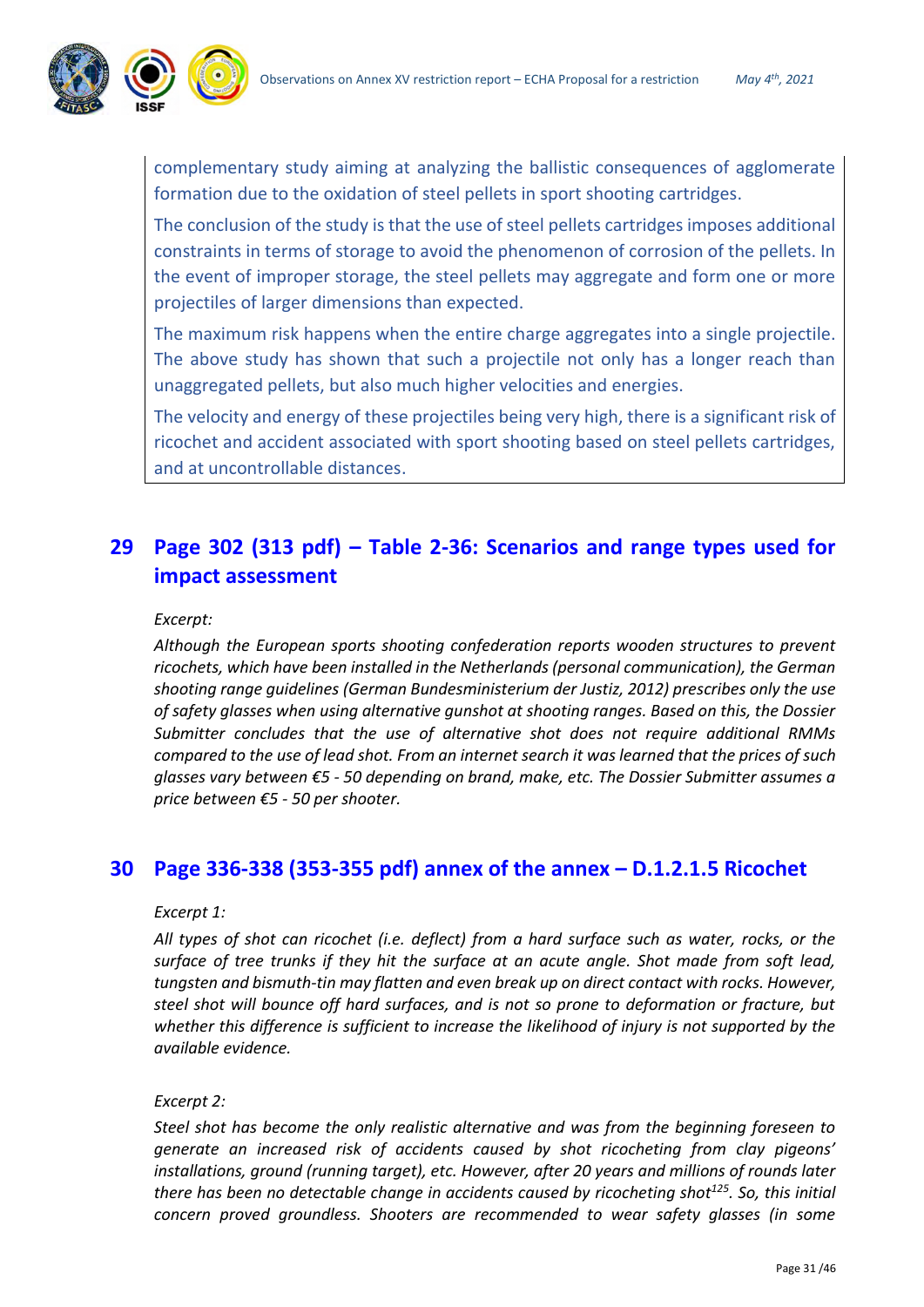complementary study aiming at analyzing the ballistic consequences of agglomerate formation due to the oxidation of steel pellets in sport shooting cartridges.

The conclusion of the study is that the use of steel pellets cartridges imposes additional constraints in terms of storage to avoid the phenomenon of corrosion of the pellets. In the event of improper storage, the steel pellets may aggregate and form one or more projectiles of larger dimensions than expected.

The maximum risk happens when the entire charge aggregates into a single projectile. The above study has shown that such a projectile not only has a longer reach than unaggregated pellets, but also much higher velocities and energies.

The velocity and energy of these projectiles being very high, there is a significant risk of ricochet and accident associated with sport shooting based on steel pellets cartridges, and at uncontrollable distances.

## 29 Page 302 (313 pdf) – Table 2-36: Scenarios and range types used for impact assessment

*Excerpt:*

*Although the European sports shooting confederation reports wooden structures to prevent ricochets, which have been installed in the Netherlands (personal communication), the German shooting range guidelines (German Bundesministerium der Justiz, 2012) prescribes only the use of safety glasses when using alternative gunshot at shooting ranges. Based on this, the Dossier Submitter concludes that the use of alternative shot does not require additional RMMs compared to the use of lead shot. From an internet search it was learned that the prices of such glasses vary between €5 - 50 depending on brand, make, etc. The Dossier Submitter assumes a price between €5 - 50 per shooter.*

## 30 Page 336-338 (353-355 pdf) annex of the annex – D.1.2.1.5 Ricochet

*Excerpt 1:*

*All types of shot can ricochet (i.e. deflect) from a hard surface such as water, rocks, or the surface of tree trunks if they hit the surface at an acute angle. Shot made from soft lead, tungsten and bismuth-tin may flatten and even break up on direct contact with rocks. However, steel shot will bounce off hard surfaces, and is not so prone to deformation or fracture, but whether this difference is sufficient to increase the likelihood of injury is not supported by the available evidence.*

*Excerpt 2:*

*Steel shot has become the only realistic alternative and was from the beginning foreseen to generate an increased risk of accidents caused by shot ricocheting from clay pigeons' installations, ground (running target), etc. However, after 20 years and millions of rounds later there has been no detectable change in accidents caused by ricocheting shot[125]. So, this initial concern proved groundless. Shooters are recommended to wear safety glasses (in some*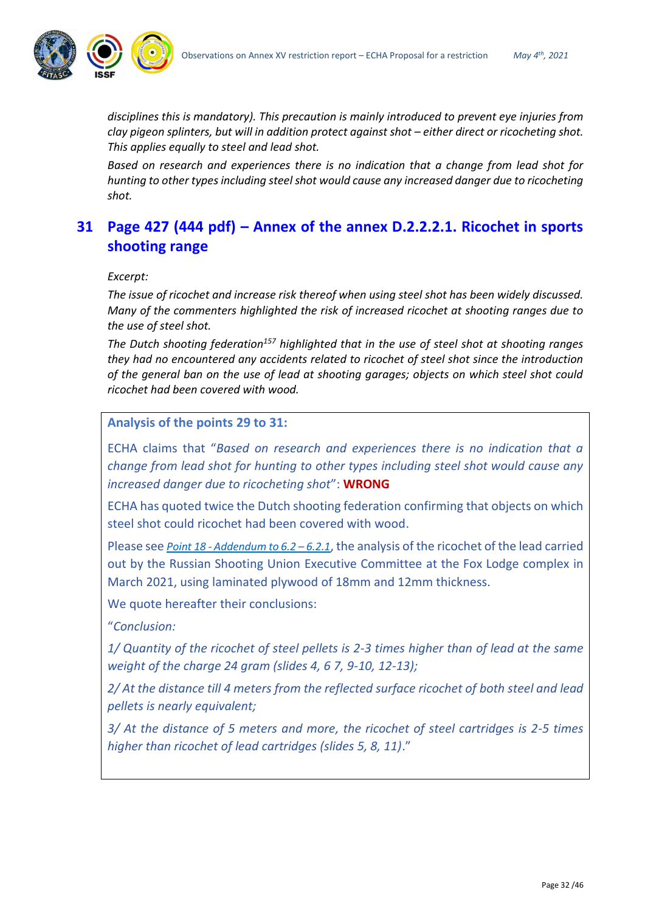*disciplines this is mandatory). This precaution is mainly introduced to prevent eye injuries from clay pigeon splinters, but will in addition protect against shot – either direct or ricocheting shot. This applies equally to steel and lead shot.*

*Based on research and experiences there is no indication that a change from lead shot for hunting to other types including steel shot would cause any increased danger due to ricocheting shot.*

## 31 Page 427 (444 pdf) – Annex of the annex D.2.2.2.1. Ricochet in sports shooting range

*Excerpt:*

*The issue of ricochet and increase risk thereof when using steel shot has been widely discussed. Many of the commenters highlighted the risk of increased ricochet at shooting ranges due to the use of steel shot.*

*The Dutch shooting federation[157] highlighted that in the use of steel shot at shooting ranges they had no encountered any accidents related to ricochet of steel shot since the introduction of the general ban on the use of lead at shooting garages; objects on which steel shot could ricochet had been covered with wood.*

**Analysis of the points 29 to 31:**

ECHA claims that "*Based on research and experiences there is no indication that a change from lead shot for hunting to other types including steel shot would cause any increased danger due to ricocheting shot*": **WRONG**

ECHA has quoted twice the Dutch shooting federation confirming that objects on which steel shot could ricochet had been covered with wood.

Please see *Point 18 - Addendum to 6.2 – 6.2.1*, the analysis of the ricochet of the lead carried out by the Russian Shooting Union Executive Committee at the Fox Lodge complex in March 2021, using laminated plywood of 18mm and 12mm thickness.

We quote hereafter their conclusions:

"*Conclusion:*

*1/ Quantity of the ricochet of steel pellets is 2-3 times higher than of lead at the same weight of the charge 24 gram (slides 4, 6 7, 9-10, 12-13);*

*2/ At the distance till 4 meters from the reflected surface ricochet of both steel and lead pellets is nearly equivalent;*

*3/ At the distance of 5 meters and more, the ricochet of steel cartridges is 2-5 times higher than ricochet of lead cartridges (slides 5, 8, 11).*"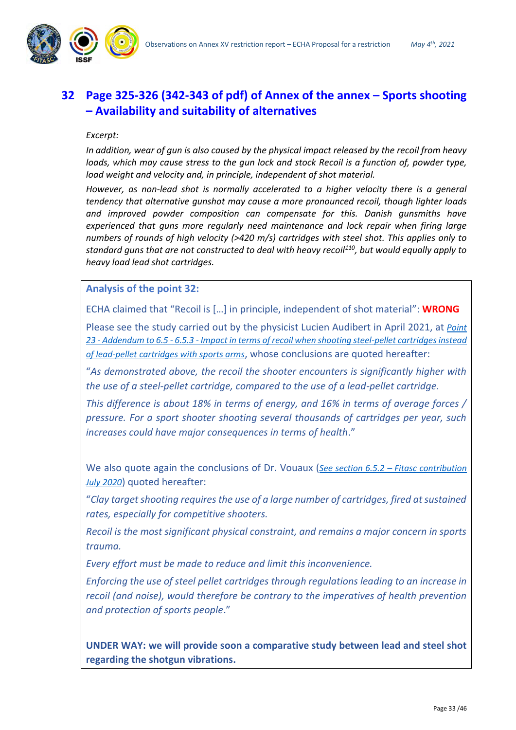# 32 Page 325-326 (342-343 of pdf) of Annex of the annex – Sports shooting – Availability and suitability of alternatives

*Excerpt:*

*In addition, wear of gun is also caused by the physical impact released by the recoil from heavy loads, which may cause stress to the gun lock and stock Recoil is a function of, powder type, load weight and velocity and, in principle, independent of shot material.*

*However, as non-lead shot is normally accelerated to a higher velocity there is a general tendency that alternative gunshot may cause a more pronounced recoil, though lighter loads and improved powder composition can compensate for this. Danish gunsmiths have experienced that guns more regularly need maintenance and lock repair when firing large numbers of rounds of high velocity (>420 m/s) cartridges with steel shot. This applies only to standard guns that are not constructed to deal with heavy recoil*[110]*, but would equally apply to heavy load lead shot cartridges.*

**Analysis of the point 32:**

ECHA claimed that "Recoil is […] in principle, independent of shot material": **WRONG**

Please see the study carried out by the physicist Lucien Audibert in April 2021, at *Point 23 - Addendum to 6.5 - 6.5.3 - Impact in terms of recoil when shooting steel-pellet cartridges instead of lead-pellet cartridges with sports arms*, whose conclusions are quoted hereafter:

"*As demonstrated above, the recoil the shooter encounters is significantly higher with the use of a steel-pellet cartridge, compared to the use of a lead-pellet cartridge.*

*This difference is about 18% in terms of energy, and 16% in terms of average forces / pressure. For a sport shooter shooting several thousands of cartridges per year, such increases could have major consequences in terms of health*."

We also quote again the conclusions of Dr. Vouaux (*See section 6.5.2 – Fitasc contribution July 2020*) quoted hereafter:

"*Clay target shooting requires the use of a large number of cartridges, fired at sustained rates, especially for competitive shooters.*

*Recoil is the most significant physical constraint, and remains a major concern in sports trauma.*

*Every effort must be made to reduce and limit this inconvenience.*

*Enforcing the use of steel pellet cartridges through regulations leading to an increase in recoil (and noise), would therefore be contrary to the imperatives of health prevention and protection of sports people*."

**UNDER WAY: we will provide soon a comparative study between lead and steel shot regarding the shotgun vibrations.**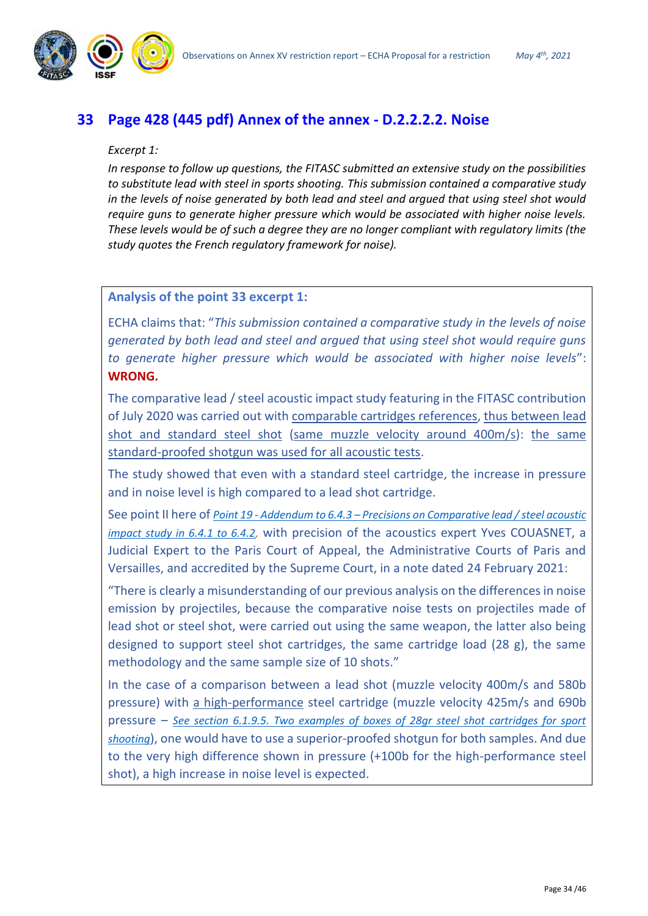## 33 Page 428 (445 pdf) Annex of the annex - D.2.2.2.2. Noise

*Excerpt 1:*

*In response to follow up questions, the FITASC submitted an extensive study on the possibilities to substitute lead with steel in sports shooting. This submission contained a comparative study in the levels of noise generated by both lead and steel and argued that using steel shot would require guns to generate higher pressure which would be associated with higher noise levels. These levels would be of such a degree they are no longer compliant with regulatory limits (the study quotes the French regulatory framework for noise).*

**Analysis of the point 33 excerpt 1:**

ECHA claims that: "*This submission contained a comparative study in the levels of noise generated by both lead and steel and argued that using steel shot would require guns to generate higher pressure which would be associated with higher noise levels*": **WRONG.**

The comparative lead / steel acoustic impact study featuring in the FITASC contribution of July 2020 was carried out with comparable cartridges references, thus between lead shot and standard steel shot (same muzzle velocity around 400m/s): the same standard-proofed shotgun was used for all acoustic tests.

The study showed that even with a standard steel cartridge, the increase in pressure and in noise level is high compared to a lead shot cartridge.

See point II here of *Point 19 - Addendum to 6.4.3 – Precisions on Comparative lead / steel acoustic impact study in 6.4.1 to 6.4.2*, with precision of the acoustics expert Yves COUASNET, a Judicial Expert to the Paris Court of Appeal, the Administrative Courts of Paris and Versailles, and accredited by the Supreme Court, in a note dated 24 February 2021:

"There is clearly a misunderstanding of our previous analysis on the differences in noise emission by projectiles, because the comparative noise tests on projectiles made of lead shot or steel shot, were carried out using the same weapon, the latter also being designed to support steel shot cartridges, the same cartridge load (28 g), the same methodology and the same sample size of 10 shots."

In the case of a comparison between a lead shot (muzzle velocity 400m/s and 580b pressure) with a high-performance steel cartridge (muzzle velocity 425m/s and 690b pressure – *See section 6.1.9.5. Two examples of boxes of 28gr steel shot cartridges for sport shooting*), one would have to use a superior-proofed shotgun for both samples. And due to the very high difference shown in pressure (+100b for the high-performance steel shot), a high increase in noise level is expected.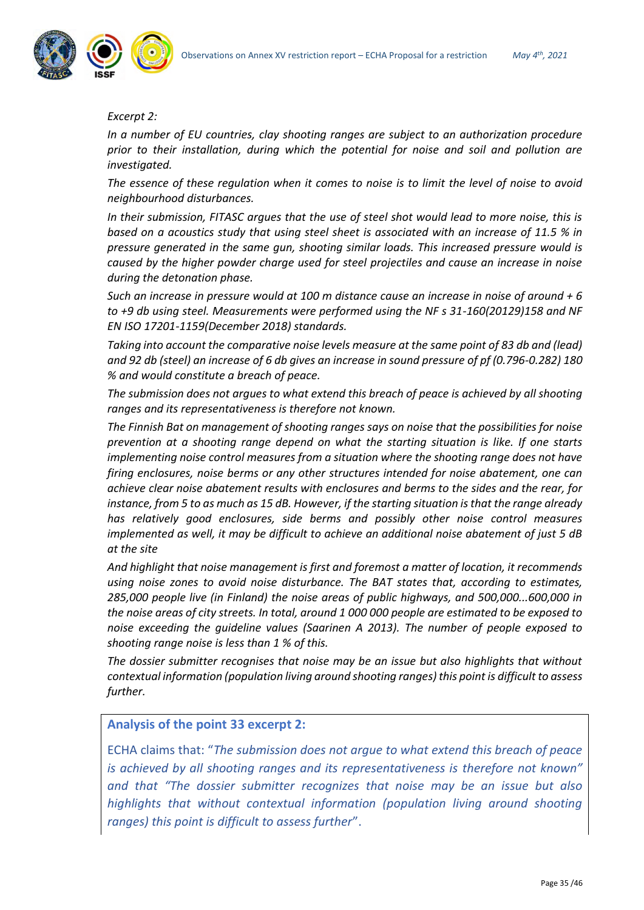*Excerpt 2:*

*In a number of EU countries, clay shooting ranges are subject to an authorization procedure prior to their installation, during which the potential for noise and soil and pollution are investigated.*

*The essence of these regulation when it comes to noise is to limit the level of noise to avoid neighbourhood disturbances.*

*In their submission, FITASC argues that the use of steel shot would lead to more noise, this is based on a acoustics study that using steel sheet is associated with an increase of 11.5 % in pressure generated in the same gun, shooting similar loads. This increased pressure would is caused by the higher powder charge used for steel projectiles and cause an increase in noise during the detonation phase.*

*Such an increase in pressure would at 100 m distance cause an increase in noise of around + 6 to +9 db using steel. Measurements were performed using the NF s 31-160(20129)158 and NF EN ISO 17201-1159(December 2018) standards.*

*Taking into account the comparative noise levels measure at the same point of 83 db and (lead) and 92 db (steel) an increase of 6 db gives an increase in sound pressure of pf (0.796-0.282) 180 % and would constitute a breach of peace.*

*The submission does not argues to what extend this breach of peace is achieved by all shooting ranges and its representativeness is therefore not known.*

*The Finnish Bat on management of shooting ranges says on noise that the possibilities for noise prevention at a shooting range depend on what the starting situation is like. If one starts implementing noise control measures from a situation where the shooting range does not have firing enclosures, noise berms or any other structures intended for noise abatement, one can achieve clear noise abatement results with enclosures and berms to the sides and the rear, for instance, from 5 to as much as 15 dB. However, if the starting situation is that the range already has relatively good enclosures, side berms and possibly other noise control measures implemented as well, it may be difficult to achieve an additional noise abatement of just 5 dB at the site*

*And highlight that noise management is first and foremost a matter of location, it recommends using noise zones to avoid noise disturbance. The BAT states that, according to estimates, 285,000 people live (in Finland) the noise areas of public highways, and 500,000...600,000 in the noise areas of city streets. In total, around 1 000 000 people are estimated to be exposed to noise exceeding the guideline values (Saarinen A 2013). The number of people exposed to shooting range noise is less than 1 % of this.*

*The dossier submitter recognises that noise may be an issue but also highlights that without contextual information (population living around shooting ranges) this point is difficult to assess further.*

**Analysis of the point 33 excerpt 2:**

ECHA claims that: "*The submission does not argue to what extend this breach of peace is achieved by all shooting ranges and its representativeness is therefore not known" and that "The dossier submitter recognizes that noise may be an issue but also highlights that without contextual information (population living around shooting ranges) this point is difficult to assess further*".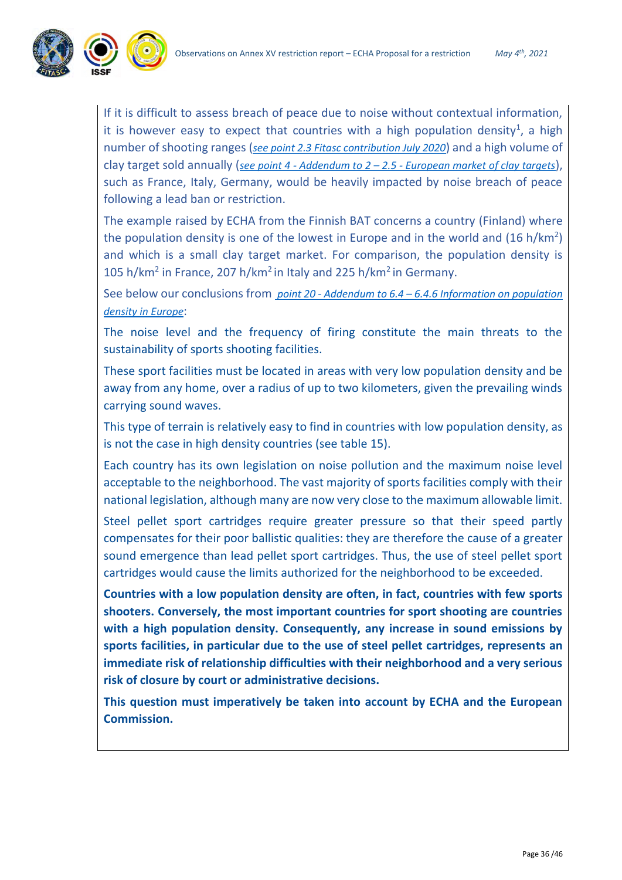If it is difficult to assess breach of peace due to noise without contextual information, it is however easy to expect that countries with a high population density[1], a high number of shooting ranges (*see point 2.3 Fitasc contribution July 2020*) and a high volume of clay target sold annually (*see point 4 - Addendum to 2 – 2.5 - European market of clay targets*), such as France, Italy, Germany, would be heavily impacted by noise breach of peace following a lead ban or restriction.

The example raised by ECHA from the Finnish BAT concerns a country (Finland) where the population density is one of the lowest in Europe and in the world and (16 h/km$^2$) and which is a small clay target market. For comparison, the population density is 105 h/km$^2$ in France, 207 h/km$^2$ in Italy and 225 h/km$^2$ in Germany.

See below our conclusions from *point 20 - Addendum to 6.4 – 6.4.6 Information on population density in Europe*:

The noise level and the frequency of firing constitute the main threats to the sustainability of sports shooting facilities.

These sport facilities must be located in areas with very low population density and be away from any home, over a radius of up to two kilometers, given the prevailing winds carrying sound waves.

This type of terrain is relatively easy to find in countries with low population density, as is not the case in high density countries (see table 15).

Each country has its own legislation on noise pollution and the maximum noise level acceptable to the neighborhood. The vast majority of sports facilities comply with their national legislation, although many are now very close to the maximum allowable limit.

Steel pellet sport cartridges require greater pressure so that their speed partly compensates for their poor ballistic qualities: they are therefore the cause of a greater sound emergence than lead pellet sport cartridges. Thus, the use of steel pellet sport cartridges would cause the limits authorized for the neighborhood to be exceeded.

**Countries with a low population density are often, in fact, countries with few sports shooters. Conversely, the most important countries for sport shooting are countries with a high population density. Consequently, any increase in sound emissions by sports facilities, in particular due to the use of steel pellet cartridges, represents an immediate risk of relationship difficulties with their neighborhood and a very serious risk of closure by court or administrative decisions.**

**This question must imperatively be taken into account by ECHA and the European Commission.**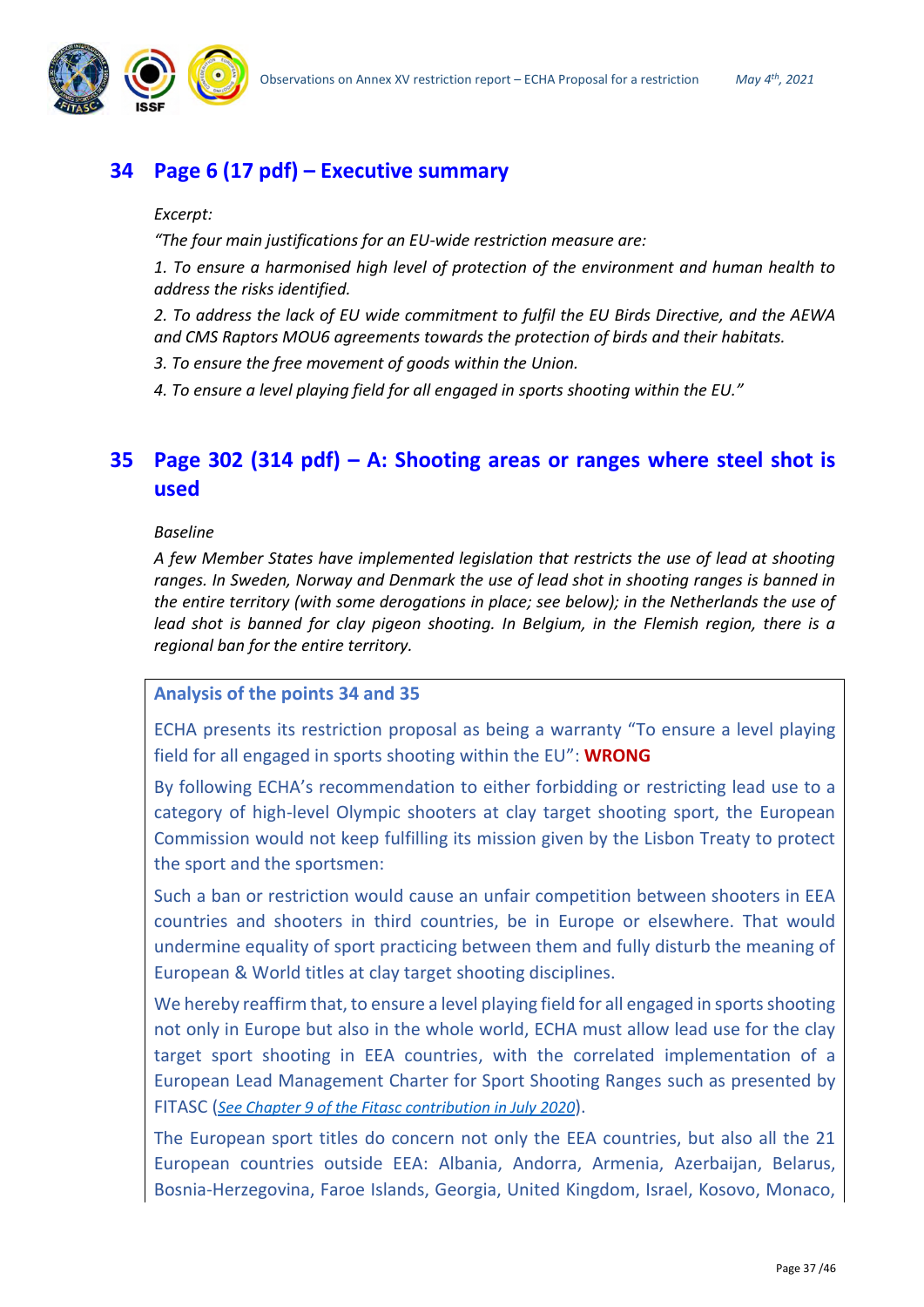## 34 Page 6 (17 pdf) – Executive summary

*Excerpt:*

*"The four main justifications for an EU-wide restriction measure are:*

*1. To ensure a harmonised high level of protection of the environment and human health to address the risks identified.*

*2. To address the lack of EU wide commitment to fulfil the EU Birds Directive, and the AEWA and CMS Raptors MOU6 agreements towards the protection of birds and their habitats.*

*3. To ensure the free movement of goods within the Union.*

*4. To ensure a level playing field for all engaged in sports shooting within the EU."*

## 35 Page 302 (314 pdf) – A: Shooting areas or ranges where steel shot is used

*Baseline*

*A few Member States have implemented legislation that restricts the use of lead at shooting ranges. In Sweden, Norway and Denmark the use of lead shot in shooting ranges is banned in the entire territory (with some derogations in place; see below); in the Netherlands the use of lead shot is banned for clay pigeon shooting. In Belgium, in the Flemish region, there is a regional ban for the entire territory.*

### Analysis of the points 34 and 35

ECHA presents its restriction proposal as being a warranty "To ensure a level playing field for all engaged in sports shooting within the EU": **WRONG**

By following ECHA's recommendation to either forbidding or restricting lead use to a category of high-level Olympic shooters at clay target shooting sport, the European Commission would not keep fulfilling its mission given by the Lisbon Treaty to protect the sport and the sportsmen:

Such a ban or restriction would cause an unfair competition between shooters in EEA countries and shooters in third countries, be in Europe or elsewhere. That would undermine equality of sport practicing between them and fully disturb the meaning of European & World titles at clay target shooting disciplines.

We hereby reaffirm that, to ensure a level playing field for all engaged in sports shooting not only in Europe but also in the whole world, ECHA must allow lead use for the clay target sport shooting in EEA countries, with the correlated implementation of a European Lead Management Charter for Sport Shooting Ranges such as presented by FITASC (*See Chapter 9 of the Fitasc contribution in July 2020*).

The European sport titles do concern not only the EEA countries, but also all the 21 European countries outside EEA: Albania, Andorra, Armenia, Azerbaijan, Belarus, Bosnia-Herzegovina, Faroe Islands, Georgia, United Kingdom, Israel, Kosovo, Monaco,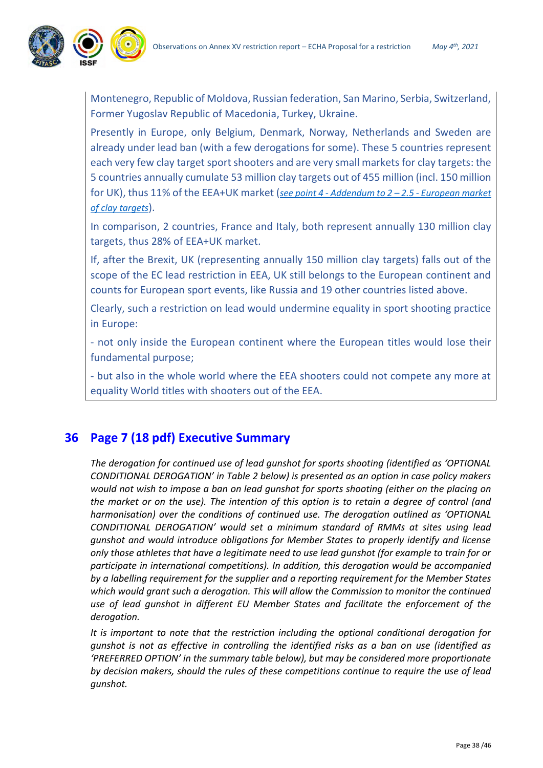Montenegro, Republic of Moldova, Russian federation, San Marino, Serbia, Switzerland, Former Yugoslav Republic of Macedonia, Turkey, Ukraine.

Presently in Europe, only Belgium, Denmark, Norway, Netherlands and Sweden are already under lead ban (with a few derogations for some). These 5 countries represent each very few clay target sport shooters and are very small markets for clay targets: the 5 countries annually cumulate 53 million clay targets out of 455 million (incl. 150 million for UK), thus 11% of the EEA+UK market (*see point 4 - Addendum to 2 – 2.5 - European market of clay targets*).

In comparison, 2 countries, France and Italy, both represent annually 130 million clay targets, thus 28% of EEA+UK market.

If, after the Brexit, UK (representing annually 150 million clay targets) falls out of the scope of the EC lead restriction in EEA, UK still belongs to the European continent and counts for European sport events, like Russia and 19 other countries listed above.

Clearly, such a restriction on lead would undermine equality in sport shooting practice in Europe:

- not only inside the European continent where the European titles would lose their fundamental purpose;

- but also in the whole world where the EEA shooters could not compete any more at equality World titles with shooters out of the EEA.

## 36 Page 7 (18 pdf) Executive Summary

*The derogation for continued use of lead gunshot for sports shooting (identified as 'OPTIONAL CONDITIONAL DEROGATION' in Table 2 below) is presented as an option in case policy makers would not wish to impose a ban on lead gunshot for sports shooting (either on the placing on the market or on the use). The intention of this option is to retain a degree of control (and harmonisation) over the conditions of continued use. The derogation outlined as 'OPTIONAL CONDITIONAL DEROGATION' would set a minimum standard of RMMs at sites using lead gunshot and would introduce obligations for Member States to properly identify and license only those athletes that have a legitimate need to use lead gunshot (for example to train for or participate in international competitions). In addition, this derogation would be accompanied by a labelling requirement for the supplier and a reporting requirement for the Member States which would grant such a derogation. This will allow the Commission to monitor the continued use of lead gunshot in different EU Member States and facilitate the enforcement of the derogation.*

*It is important to note that the restriction including the optional conditional derogation for gunshot is not as effective in controlling the identified risks as a ban on use (identified as 'PREFERRED OPTION' in the summary table below), but may be considered more proportionate by decision makers, should the rules of these competitions continue to require the use of lead gunshot.*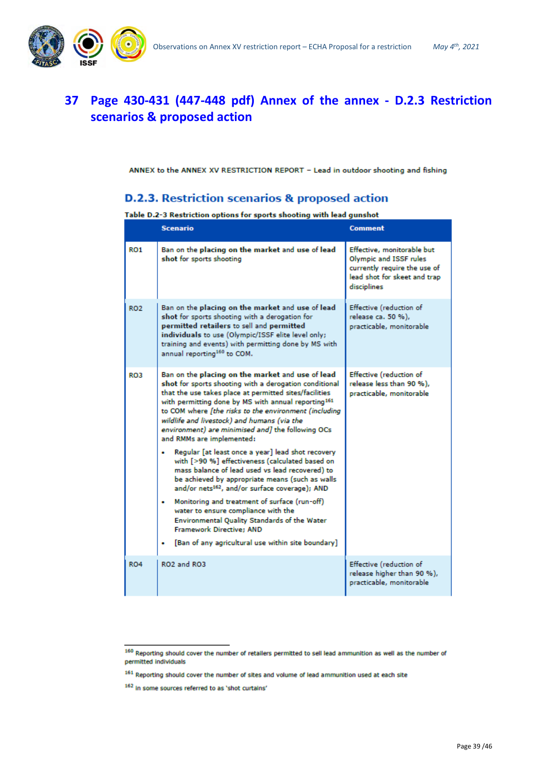# 37 Page 430-431 (447-448 pdf) Annex of the annex - D.2.3 Restriction scenarios & proposed action

ANNEX to the ANNEX XV RESTRICTION REPORT – Lead in outdoor shooting and fishing

## D.2.3. Restriction scenarios & proposed action

**Table D.2-3 Restriction options for sports shooting with lead gunshot**

| | Scenario | Comment |
|---|---|---|
| RO1 | Ban on the **placing on the market** and **use of lead shot** for sports shooting | Effective, monitorable but Olympic and ISSF rules currently require the use of lead shot for skeet and trap disciplines |
| RO2 | Ban on the **placing on the market** and **use of lead shot** for sports shooting with a derogation for **permitted retailers** to sell and **permitted individuals** to use (Olympic/ISSF elite level only; training and events) with permitting done by MS with annual reporting[160] to COM. | Effective (reduction of release ca. 50 %), practicable, monitorable |
| RO3 | Ban on the **placing on the market** and **use of lead shot** for sports shooting with a derogation conditional that the use takes place at permitted sites/facilities with permitting done by MS with annual reporting[161] to COM where *[the risks to the environment (including wildlife and livestock) and humans (via the environment) are minimised and]* the following OCs and RMMs are implemented:<br>• Regular [at least once a year] lead shot recovery with [>90 %] effectiveness (calculated based on mass balance of lead used vs lead recovered) to be achieved by appropriate means (such as walls and/or nets[162], and/or surface coverage); AND<br>• Monitoring and treatment of surface (run-off) water to ensure compliance with the Environmental Quality Standards of the Water Framework Directive; AND<br>• [Ban of any agricultural use within site boundary] | Effective (reduction of release less than 90 %), practicable, monitorable |
| RO4 | RO2 and RO3 | Effective (reduction of release higher than 90 %), practicable, monitorable |

---

[160] Reporting should cover the number of retailers permitted to sell lead ammunition as well as the number of permitted individuals

[161] Reporting should cover the number of sites and volume of lead ammunition used at each site

[162] In some sources referred to as 'shot curtains'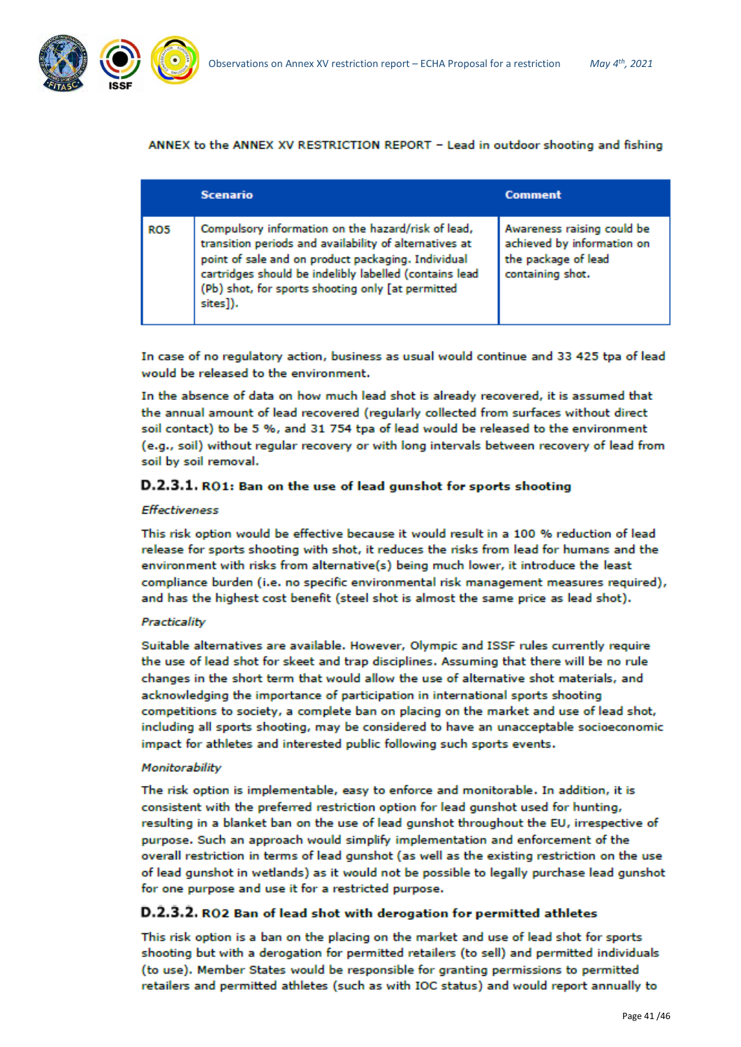ANNEX to the ANNEX XV RESTRICTION REPORT – Lead in outdoor shooting and fishing

| | Scenario | Comment |
|---|---|---|
| RO5 | Compulsory information on the hazard/risk of lead, transition periods and availability of alternatives at point of sale and on product packaging. Individual cartridges should be indelibly labelled (contains lead (Pb) shot, for sports shooting only [at permitted sites]). | Awareness raising could be achieved by information on the package of lead containing shot. |

In case of no regulatory action, business as usual would continue and 33 425 tpa of lead would be released to the environment.

In the absence of data on how much lead shot is already recovered, it is assumed that the annual amount of lead recovered (regularly collected from surfaces without direct soil contact) to be 5 %, and 31 754 tpa of lead would be released to the environment (e.g., soil) without regular recovery or with long intervals between recovery of lead from soil by soil removal.

### D.2.3.1. RO1: Ban on the use of lead gunshot for sports shooting

*Effectiveness*

This risk option would be effective because it would result in a 100 % reduction of lead release for sports shooting with shot, it reduces the risks from lead for humans and the environment with risks from alternative(s) being much lower, it introduce the least compliance burden (i.e. no specific environmental risk management measures required), and has the highest cost benefit (steel shot is almost the same price as lead shot).

*Practicality*

Suitable alternatives are available. However, Olympic and ISSF rules currently require the use of lead shot for skeet and trap disciplines. Assuming that there will be no rule changes in the short term that would allow the use of alternative shot materials, and acknowledging the importance of participation in international sports shooting competitions to society, a complete ban on placing on the market and use of lead shot, including all sports shooting, may be considered to have an unacceptable socioeconomic impact for athletes and interested public following such sports events.

*Monitorability*

The risk option is implementable, easy to enforce and monitorable. In addition, it is consistent with the preferred restriction option for lead gunshot used for hunting, resulting in a blanket ban on the use of lead gunshot throughout the EU, irrespective of purpose. Such an approach would simplify implementation and enforcement of the overall restriction in terms of lead gunshot (as well as the existing restriction on the use of lead gunshot in wetlands) as it would not be possible to legally purchase lead gunshot for one purpose and use it for a restricted purpose.

### D.2.3.2. RO2 Ban of lead shot with derogation for permitted athletes

This risk option is a ban on the placing on the market and use of lead shot for sports shooting but with a derogation for permitted retailers (to sell) and permitted individuals (to use). Member States would be responsible for granting permissions to permitted retailers and permitted athletes (such as with IOC status) and would report annually to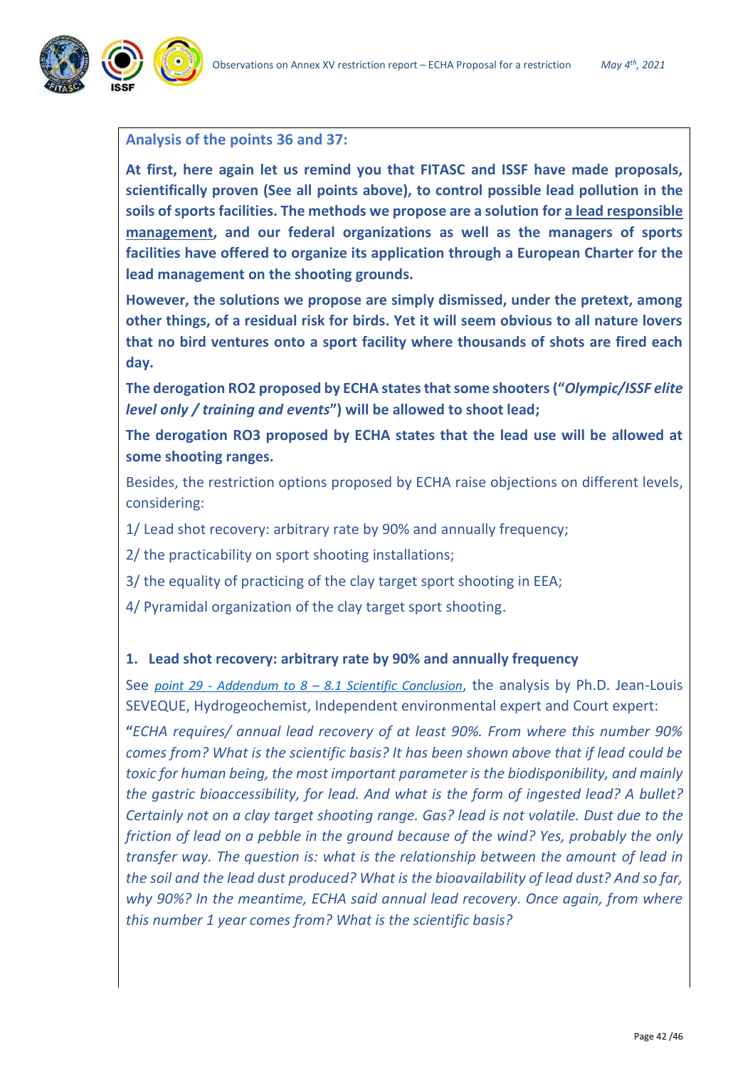**Analysis of the points 36 and 37:**

**At first, here again let us remind you that FITASC and ISSF have made proposals, scientifically proven (See all points above), to control possible lead pollution in the soils of sports facilities. The methods we propose are a solution for a lead responsible management, and our federal organizations as well as the managers of sports facilities have offered to organize its application through a European Charter for the lead management on the shooting grounds.**

**However, the solutions we propose are simply dismissed, under the pretext, among other things, of a residual risk for birds. Yet it will seem obvious to all nature lovers that no bird ventures onto a sport facility where thousands of shots are fired each day.**

**The derogation RO2 proposed by ECHA states that some shooters ("*Olympic/ISSF elite level only / training and events*") will be allowed to shoot lead;**

**The derogation RO3 proposed by ECHA states that the lead use will be allowed at some shooting ranges.**

Besides, the restriction options proposed by ECHA raise objections on different levels, considering:

1/ Lead shot recovery: arbitrary rate by 90% and annually frequency;

2/ the practicability on sport shooting installations;

3/ the equality of practicing of the clay target sport shooting in EEA;

4/ Pyramidal organization of the clay target sport shooting.

### 1. Lead shot recovery: arbitrary rate by 90% and annually frequency

See *point 29 - Addendum to 8 – 8.1 Scientific Conclusion*, the analysis by Ph.D. Jean-Louis SEVEQUE, Hydrogeochemist, Independent environmental expert and Court expert:

**"***ECHA requires/ annual lead recovery of at least 90%. From where this number 90% comes from? What is the scientific basis? It has been shown above that if lead could be toxic for human being, the most important parameter is the biodisponibility, and mainly the gastric bioaccessibility, for lead. And what is the form of ingested lead? A bullet? Certainly not on a clay target shooting range. Gas? lead is not volatile. Dust due to the friction of lead on a pebble in the ground because of the wind? Yes, probably the only transfer way. The question is: what is the relationship between the amount of lead in the soil and the lead dust produced? What is the bioavailability of lead dust? And so far, why 90%? In the meantime, ECHA said annual lead recovery. Once again, from where this number 1 year comes from? What is the scientific basis?*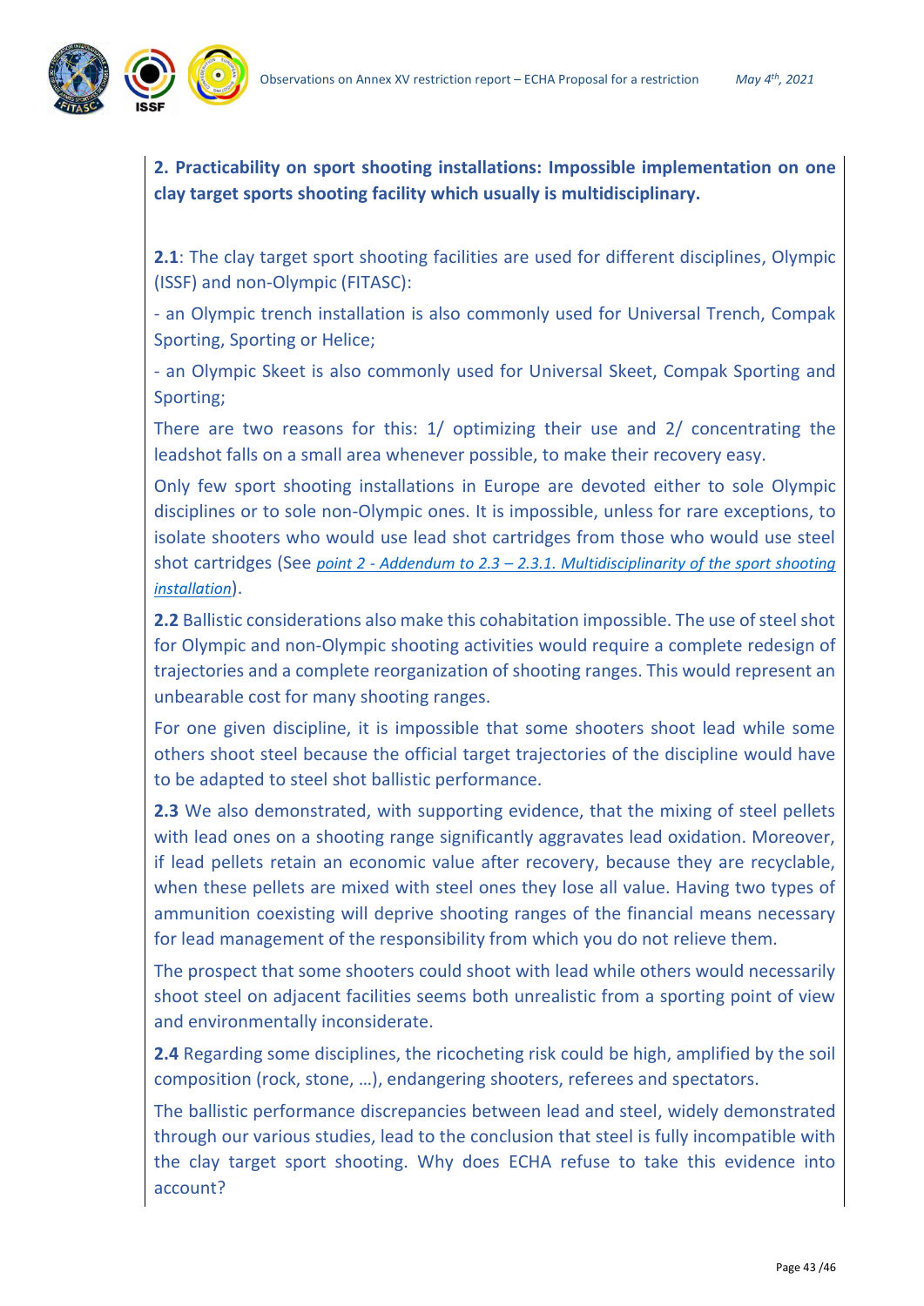**2. Practicability on sport shooting installations: Impossible implementation on one clay target sports shooting facility which usually is multidisciplinary.**

**2.1**: The clay target sport shooting facilities are used for different disciplines, Olympic (ISSF) and non-Olympic (FITASC):

- an Olympic trench installation is also commonly used for Universal Trench, Compak Sporting, Sporting or Helice;
- an Olympic Skeet is also commonly used for Universal Skeet, Compak Sporting and Sporting;

There are two reasons for this: 1/ optimizing their use and 2/ concentrating the leadshot falls on a small area whenever possible, to make their recovery easy.

Only few sport shooting installations in Europe are devoted either to sole Olympic disciplines or to sole non-Olympic ones. It is impossible, unless for rare exceptions, to isolate shooters who would use lead shot cartridges from those who would use steel shot cartridges (See *point 2 - Addendum to 2.3 – 2.3.1. Multidisciplinarity of the sport shooting installation*).

**2.2** Ballistic considerations also make this cohabitation impossible. The use of steel shot for Olympic and non-Olympic shooting activities would require a complete redesign of trajectories and a complete reorganization of shooting ranges. This would represent an unbearable cost for many shooting ranges.

For one given discipline, it is impossible that some shooters shoot lead while some others shoot steel because the official target trajectories of the discipline would have to be adapted to steel shot ballistic performance.

**2.3** We also demonstrated, with supporting evidence, that the mixing of steel pellets with lead ones on a shooting range significantly aggravates lead oxidation. Moreover, if lead pellets retain an economic value after recovery, because they are recyclable, when these pellets are mixed with steel ones they lose all value. Having two types of ammunition coexisting will deprive shooting ranges of the financial means necessary for lead management of the responsibility from which you do not relieve them.

The prospect that some shooters could shoot with lead while others would necessarily shoot steel on adjacent facilities seems both unrealistic from a sporting point of view and environmentally inconsiderate.

**2.4** Regarding some disciplines, the ricocheting risk could be high, amplified by the soil composition (rock, stone, …), endangering shooters, referees and spectators.

The ballistic performance discrepancies between lead and steel, widely demonstrated through our various studies, lead to the conclusion that steel is fully incompatible with the clay target sport shooting. Why does ECHA refuse to take this evidence into account?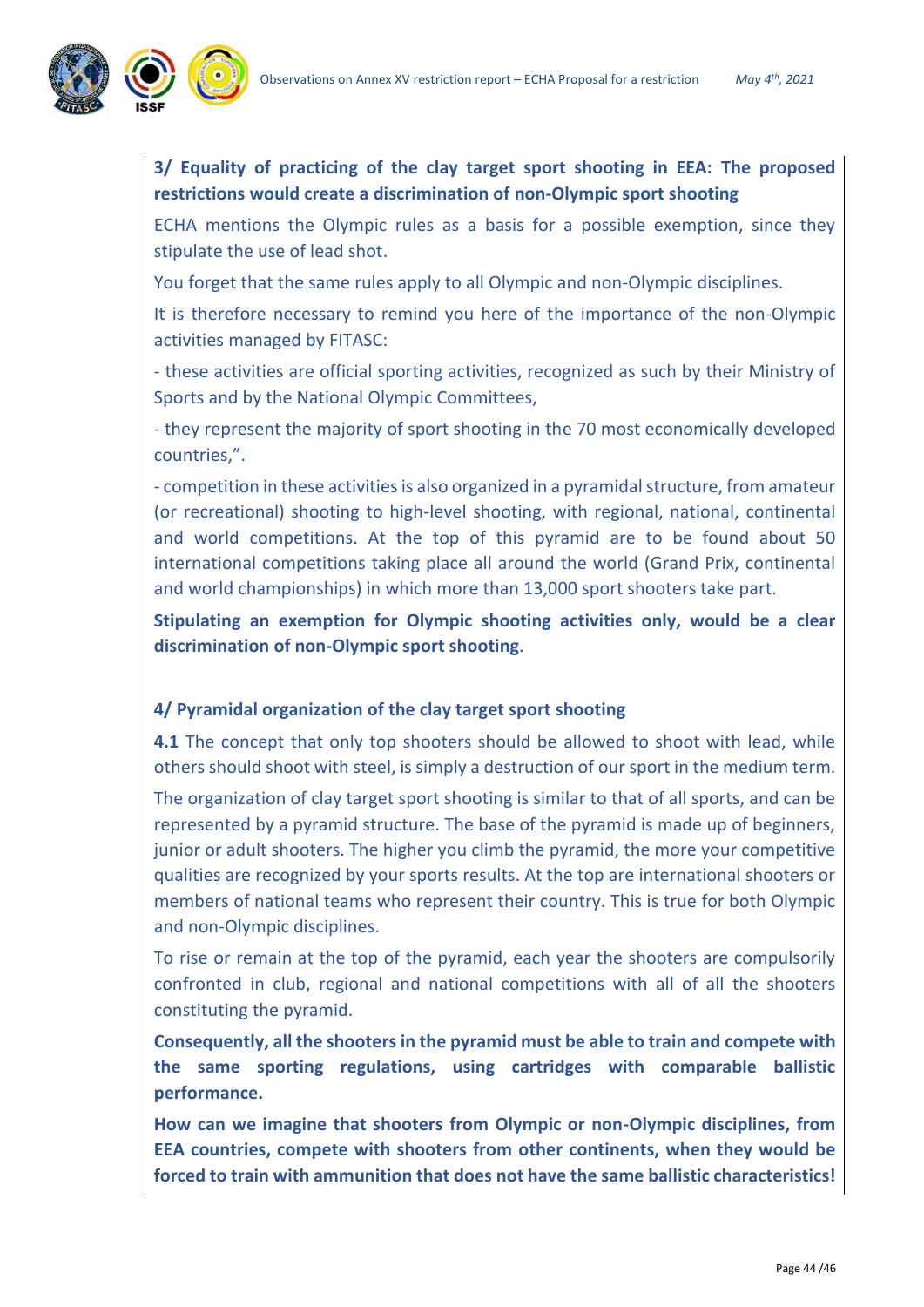**3/ Equality of practicing of the clay target sport shooting in EEA: The proposed restrictions would create a discrimination of non-Olympic sport shooting**

ECHA mentions the Olympic rules as a basis for a possible exemption, since they stipulate the use of lead shot.

You forget that the same rules apply to all Olympic and non-Olympic disciplines.

It is therefore necessary to remind you here of the importance of the non-Olympic activities managed by FITASC:

- these activities are official sporting activities, recognized as such by their Ministry of Sports and by the National Olympic Committees,
- they represent the majority of sport shooting in the 70 most economically developed countries,".
- competition in these activities is also organized in a pyramidal structure, from amateur (or recreational) shooting to high-level shooting, with regional, national, continental and world competitions. At the top of this pyramid are to be found about 50 international competitions taking place all around the world (Grand Prix, continental and world championships) in which more than 13,000 sport shooters take part.

**Stipulating an exemption for Olympic shooting activities only, would be a clear discrimination of non-Olympic sport shooting**.

**4/ Pyramidal organization of the clay target sport shooting**

**4.1** The concept that only top shooters should be allowed to shoot with lead, while others should shoot with steel, is simply a destruction of our sport in the medium term.

The organization of clay target sport shooting is similar to that of all sports, and can be represented by a pyramid structure. The base of the pyramid is made up of beginners, junior or adult shooters. The higher you climb the pyramid, the more your competitive qualities are recognized by your sports results. At the top are international shooters or members of national teams who represent their country. This is true for both Olympic and non-Olympic disciplines.

To rise or remain at the top of the pyramid, each year the shooters are compulsorily confronted in club, regional and national competitions with all of all the shooters constituting the pyramid.

**Consequently, all the shooters in the pyramid must be able to train and compete with the same sporting regulations, using cartridges with comparable ballistic performance.**

**How can we imagine that shooters from Olympic or non-Olympic disciplines, from EEA countries, compete with shooters from other continents, when they would be forced to train with ammunition that does not have the same ballistic characteristics!**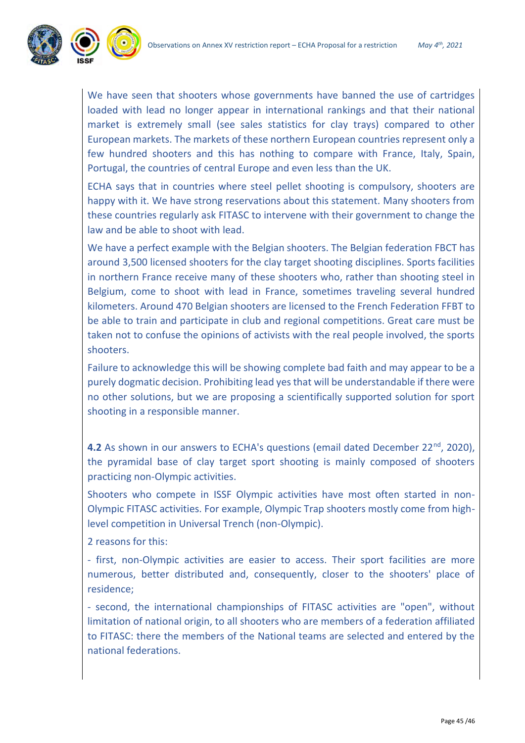We have seen that shooters whose governments have banned the use of cartridges loaded with lead no longer appear in international rankings and that their national market is extremely small (see sales statistics for clay trays) compared to other European markets. The markets of these northern European countries represent only a few hundred shooters and this has nothing to compare with France, Italy, Spain, Portugal, the countries of central Europe and even less than the UK.

ECHA says that in countries where steel pellet shooting is compulsory, shooters are happy with it. We have strong reservations about this statement. Many shooters from these countries regularly ask FITASC to intervene with their government to change the law and be able to shoot with lead.

We have a perfect example with the Belgian shooters. The Belgian federation FBCT has around 3,500 licensed shooters for the clay target shooting disciplines. Sports facilities in northern France receive many of these shooters who, rather than shooting steel in Belgium, come to shoot with lead in France, sometimes traveling several hundred kilometers. Around 470 Belgian shooters are licensed to the French Federation FFBT to be able to train and participate in club and regional competitions. Great care must be taken not to confuse the opinions of activists with the real people involved, the sports shooters.

Failure to acknowledge this will be showing complete bad faith and may appear to be a purely dogmatic decision. Prohibiting lead yes that will be understandable if there were no other solutions, but we are proposing a scientifically supported solution for sport shooting in a responsible manner.

**4.2** As shown in our answers to ECHA's questions (email dated December 22nd, 2020), the pyramidal base of clay target sport shooting is mainly composed of shooters practicing non-Olympic activities.

Shooters who compete in ISSF Olympic activities have most often started in non-Olympic FITASC activities. For example, Olympic Trap shooters mostly come from high-level competition in Universal Trench (non-Olympic).

2 reasons for this:

- first, non-Olympic activities are easier to access. Their sport facilities are more numerous, better distributed and, consequently, closer to the shooters' place of residence;

- second, the international championships of FITASC activities are "open", without limitation of national origin, to all shooters who are members of a federation affiliated to FITASC: there the members of the National teams are selected and entered by the national federations.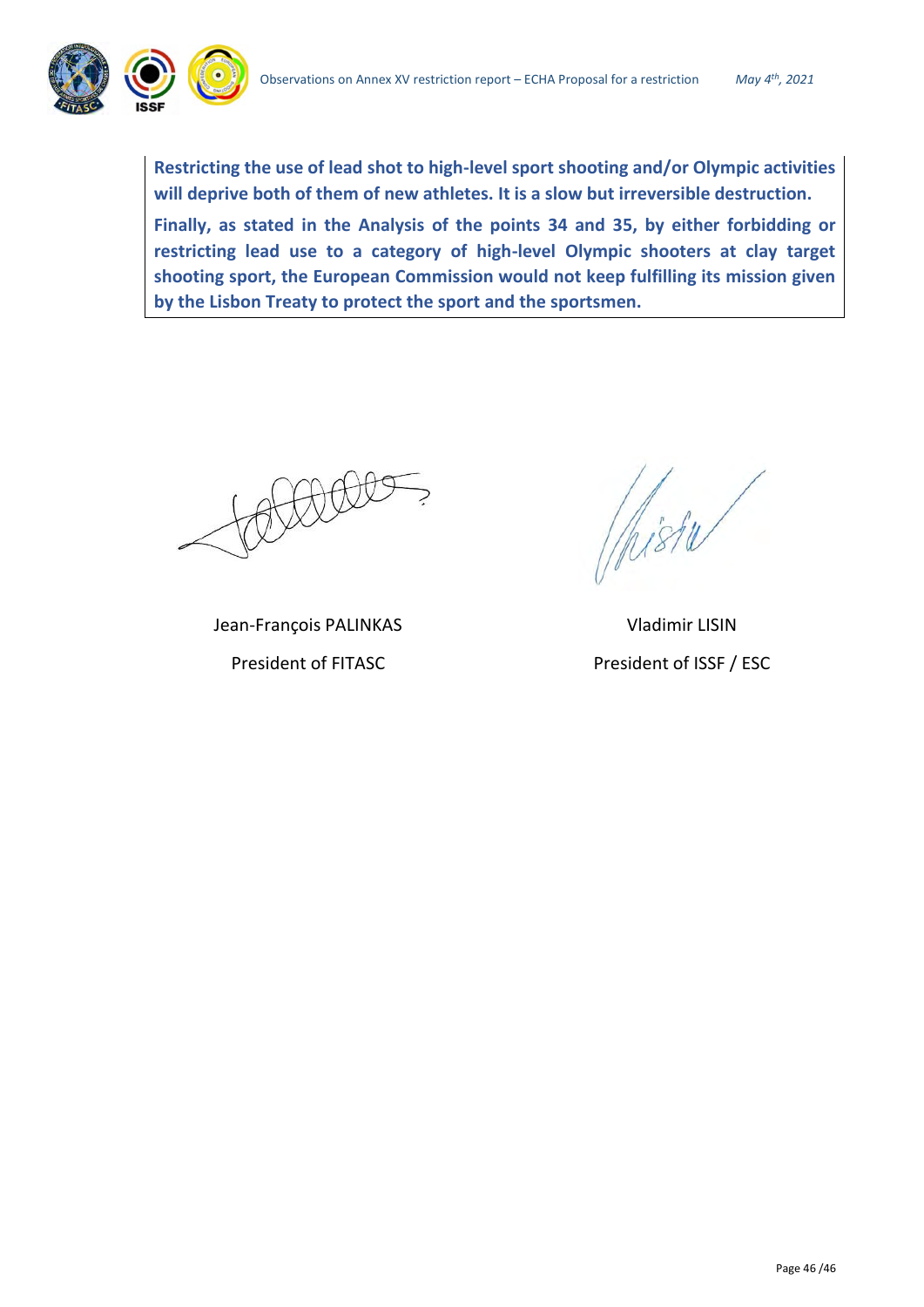**Restricting the use of lead shot to high-level sport shooting and/or Olympic activities will deprive both of them of new athletes. It is a slow but irreversible destruction.**

**Finally, as stated in the Analysis of the points 34 and 35, by either forbidding or restricting lead use to a category of high-level Olympic shooters at clay target shooting sport, the European Commission would not keep fulfilling its mission given by the Lisbon Treaty to protect the sport and the sportsmen.**

| | |
|---|---|
| Jean-François PALINKAS | Vladimir LISIN |
| President of FITASC | President of ISSF / ESC |